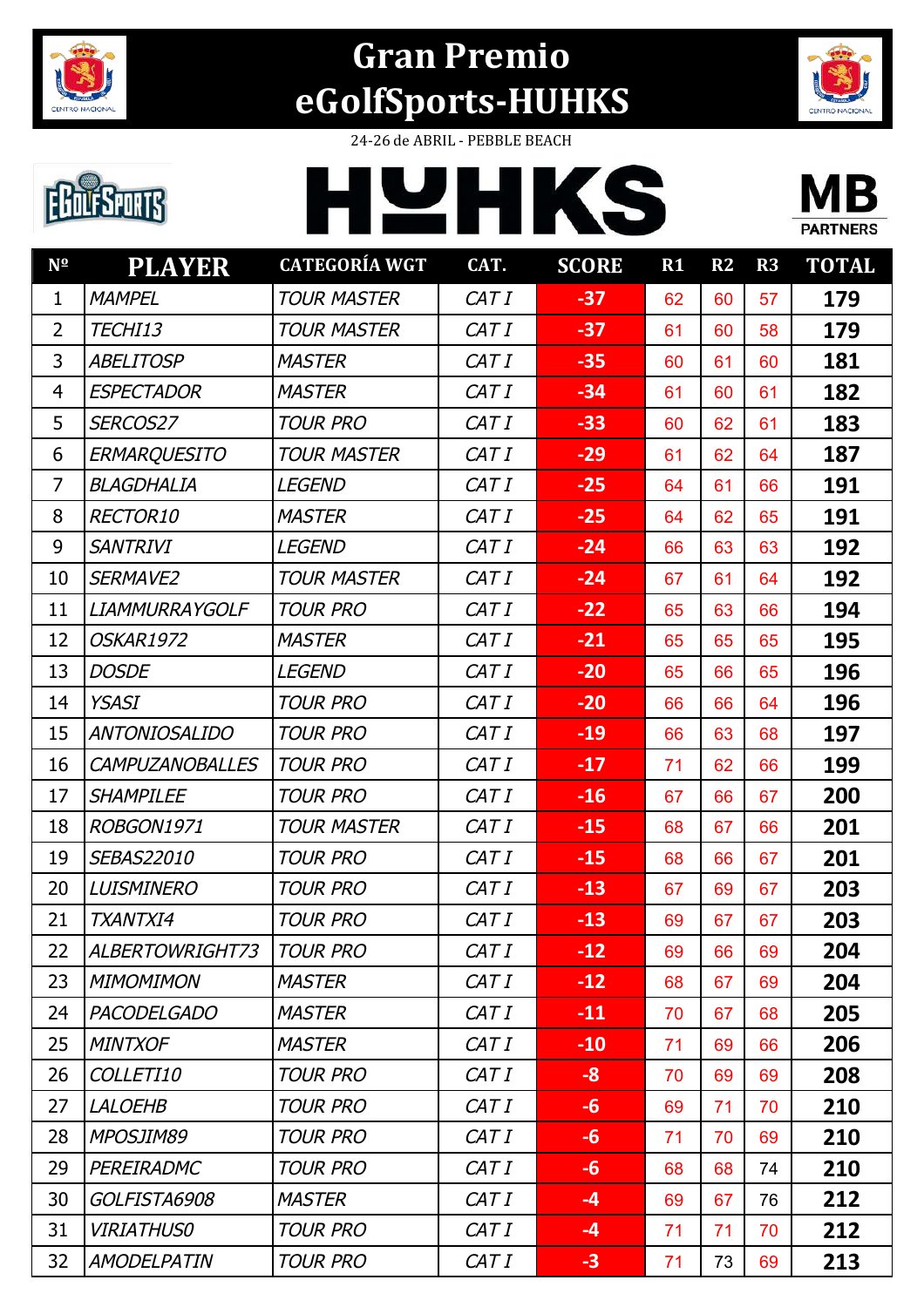# Gran Premio eGolfSports-HUHKS

24-26 de ABRIL - PEBBLE BEACH

| Nº | PLAYER | CATEGORÍA WGT | CAT. | SCORE | R1 | R2 | R3 | TOTAL |
|---|---|---|---|---|---|---|---|---|
| 1 | *MAMPEL* | *TOUR MASTER* | *CAT I* | **-37** | 62 | 60 | 57 | **179** |
| 2 | *TECHI13* | *TOUR MASTER* | *CAT I* | **-37** | 61 | 60 | 58 | **179** |
| 3 | *ABELITOSP* | *MASTER* | *CAT I* | **-35** | 60 | 61 | 60 | **181** |
| 4 | *ESPECTADOR* | *MASTER* | *CAT I* | **-34** | 61 | 60 | 61 | **182** |
| 5 | *SERCOS27* | *TOUR PRO* | *CAT I* | **-33** | 60 | 62 | 61 | **183** |
| 6 | *ERMARQUESITO* | *TOUR MASTER* | *CAT I* | **-29** | 61 | 62 | 64 | **187** |
| 7 | *BLAGDHALIA* | *LEGEND* | *CAT I* | **-25** | 64 | 61 | 66 | **191** |
| 8 | *RECTOR10* | *MASTER* | *CAT I* | **-25** | 64 | 62 | 65 | **191** |
| 9 | *SANTRIVI* | *LEGEND* | *CAT I* | **-24** | 66 | 63 | 63 | **192** |
| 10 | *SERMAVE2* | *TOUR MASTER* | *CAT I* | **-24** | 67 | 61 | 64 | **192** |
| 11 | *LIAMMURRAYGOLF* | *TOUR PRO* | *CAT I* | **-22** | 65 | 63 | 66 | **194** |
| 12 | *OSKAR1972* | *MASTER* | *CAT I* | **-21** | 65 | 65 | 65 | **195** |
| 13 | *DOSDE* | *LEGEND* | *CAT I* | **-20** | 65 | 66 | 65 | **196** |
| 14 | *YSASI* | *TOUR PRO* | *CAT I* | **-20** | 66 | 66 | 64 | **196** |
| 15 | *ANTONIOSALIDO* | *TOUR PRO* | *CAT I* | **-19** | 66 | 63 | 68 | **197** |
| 16 | *CAMPUZANOBALLES* | *TOUR PRO* | *CAT I* | **-17** | 71 | 62 | 66 | **199** |
| 17 | *SHAMPILEE* | *TOUR PRO* | *CAT I* | **-16** | 67 | 66 | 67 | **200** |
| 18 | *ROBGON1971* | *TOUR MASTER* | *CAT I* | **-15** | 68 | 67 | 66 | **201** |
| 19 | *SEBAS22010* | *TOUR PRO* | *CAT I* | **-15** | 68 | 66 | 67 | **201** |
| 20 | *LUISMINERO* | *TOUR PRO* | *CAT I* | **-13** | 67 | 69 | 67 | **203** |
| 21 | *TXANTXI4* | *TOUR PRO* | *CAT I* | **-13** | 69 | 67 | 67 | **203** |
| 22 | *ALBERTOWRIGHT73* | *TOUR PRO* | *CAT I* | **-12** | 69 | 66 | 69 | **204** |
| 23 | *MIMOMIMON* | *MASTER* | *CAT I* | **-12** | 68 | 67 | 69 | **204** |
| 24 | *PACODELGADO* | *MASTER* | *CAT I* | **-11** | 70 | 67 | 68 | **205** |
| 25 | *MINTXOF* | *MASTER* | *CAT I* | **-10** | 71 | 69 | 66 | **206** |
| 26 | *COLLETI10* | *TOUR PRO* | *CAT I* | **-8** | 70 | 69 | 69 | **208** |
| 27 | *LALOEHB* | *TOUR PRO* | *CAT I* | **-6** | 69 | 71 | 70 | **210** |
| 28 | *MPOSJIM89* | *TOUR PRO* | *CAT I* | **-6** | 71 | 70 | 69 | **210** |
| 29 | *PEREIRADMC* | *TOUR PRO* | *CAT I* | **-6** | 68 | 68 | 74 | **210** |
| 30 | *GOLFISTA6908* | *MASTER* | *CAT I* | **-4** | 69 | 67 | 76 | **212** |
| 31 | *VIRIATHUS0* | *TOUR PRO* | *CAT I* | **-4** | 71 | 71 | 70 | **212** |
| 32 | *AMODELPATIN* | *TOUR PRO* | *CAT I* | **-3** | 71 | 73 | 69 | **213** |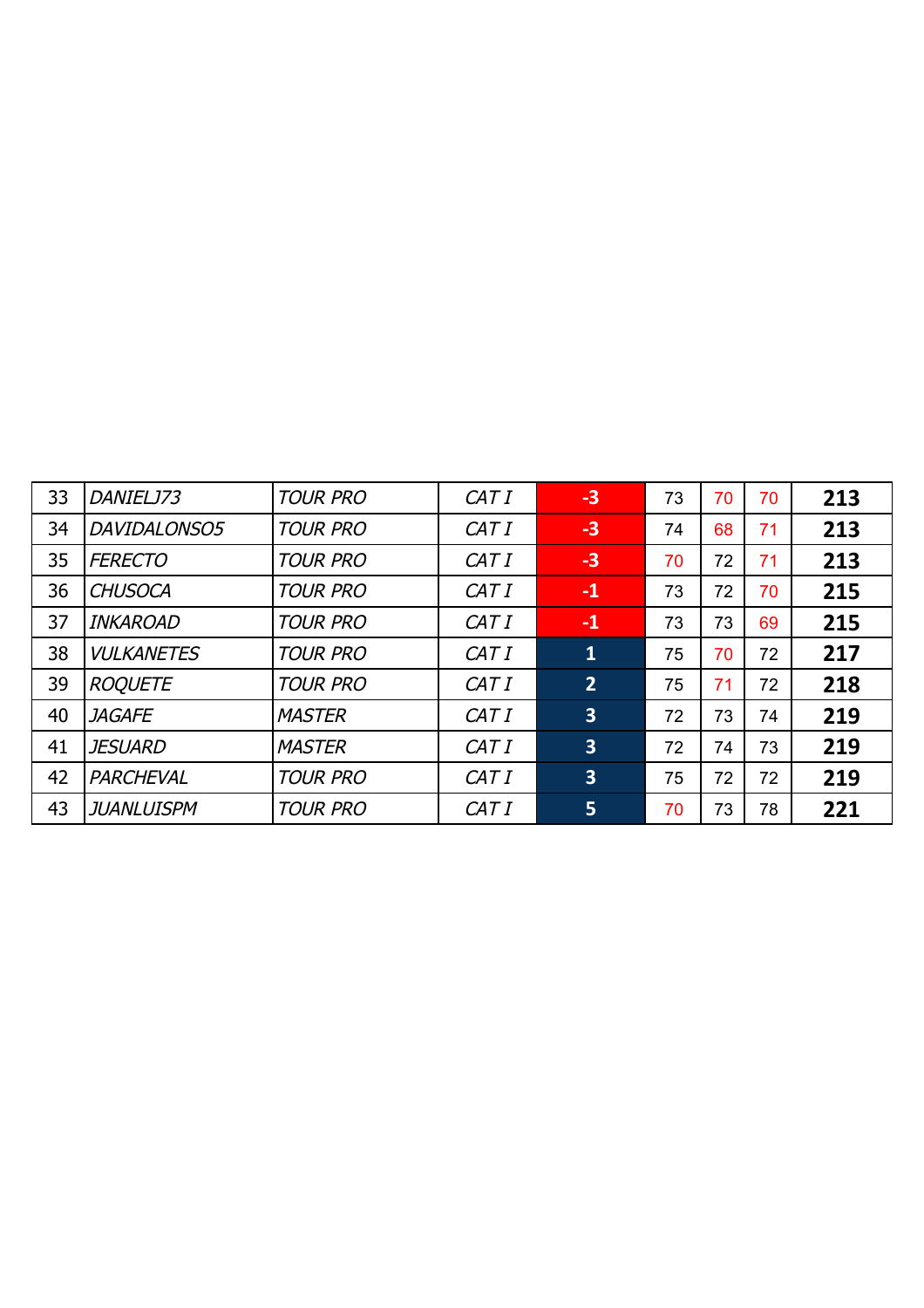| 33 | *DANIELJ73* | *TOUR PRO* | *CAT I* | **-3** | 73 | 70 | 70 | **213** |
|---|---|---|---|---|---|---|---|---|
| 34 | *DAVIDALONSO5* | *TOUR PRO* | *CAT I* | **-3** | 74 | 68 | 71 | **213** |
| 35 | *FERECTO* | *TOUR PRO* | *CAT I* | **-3** | 70 | 72 | 71 | **213** |
| 36 | *CHUSOCA* | *TOUR PRO* | *CAT I* | **-1** | 73 | 72 | 70 | **215** |
| 37 | *INKAROAD* | *TOUR PRO* | *CAT I* | **-1** | 73 | 73 | 69 | **215** |
| 38 | *VULKANETES* | *TOUR PRO* | *CAT I* | **1** | 75 | 70 | 72 | **217** |
| 39 | *ROQUETE* | *TOUR PRO* | *CAT I* | **2** | 75 | 71 | 72 | **218** |
| 40 | *JAGAFE* | *MASTER* | *CAT I* | **3** | 72 | 73 | 74 | **219** |
| 41 | *JESUARD* | *MASTER* | *CAT I* | **3** | 72 | 74 | 73 | **219** |
| 42 | *PARCHEVAL* | *TOUR PRO* | *CAT I* | **3** | 75 | 72 | 72 | **219** |
| 43 | *JUANLUISPM* | *TOUR PRO* | *CAT I* | **5** | 70 | 73 | 78 | **221** |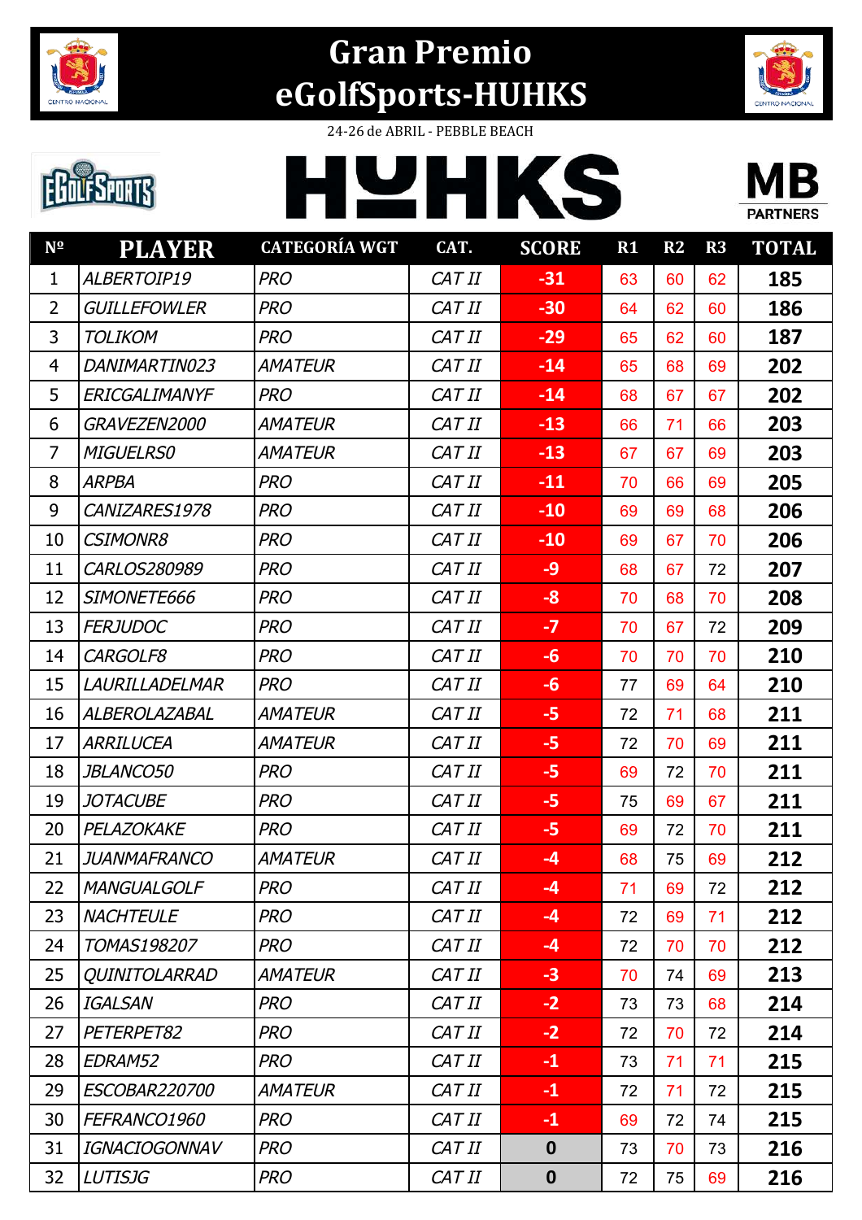# Gran Premio eGolfSports-HUHKS

24-26 de ABRIL - PEBBLE BEACH

HUHKS

MB PARTNERS

| Nº | PLAYER | CATEGORÍA WGT | CAT. | SCORE | R1 | R2 | R3 | TOTAL |
|---|---|---|---|---|---|---|---|---|
| 1 | *ALBERTOIP19* | *PRO* | *CAT II* | -31 | 63 | 60 | 62 | 185 |
| 2 | *GUILLEFOWLER* | *PRO* | *CAT II* | -30 | 64 | 62 | 60 | 186 |
| 3 | *TOLIKOM* | *PRO* | *CAT II* | -29 | 65 | 62 | 60 | 187 |
| 4 | *DANIMARTIN023* | *AMATEUR* | *CAT II* | -14 | 65 | 68 | 69 | 202 |
| 5 | *ERICGALIMANYF* | *PRO* | *CAT II* | -14 | 68 | 67 | 67 | 202 |
| 6 | *GRAVEZEN2000* | *AMATEUR* | *CAT II* | -13 | 66 | 71 | 66 | 203 |
| 7 | *MIGUELRS0* | *AMATEUR* | *CAT II* | -13 | 67 | 67 | 69 | 203 |
| 8 | *ARPBA* | *PRO* | *CAT II* | -11 | 70 | 66 | 69 | 205 |
| 9 | *CANIZARES1978* | *PRO* | *CAT II* | -10 | 69 | 69 | 68 | 206 |
| 10 | *CSIMONR8* | *PRO* | *CAT II* | -10 | 69 | 67 | 70 | 206 |
| 11 | *CARLOS280989* | *PRO* | *CAT II* | -9 | 68 | 67 | 72 | 207 |
| 12 | *SIMONETE666* | *PRO* | *CAT II* | -8 | 70 | 68 | 70 | 208 |
| 13 | *FERJUDOC* | *PRO* | *CAT II* | -7 | 70 | 67 | 72 | 209 |
| 14 | *CARGOLF8* | *PRO* | *CAT II* | -6 | 70 | 70 | 70 | 210 |
| 15 | *LAURILLADELMAR* | *PRO* | *CAT II* | -6 | 77 | 69 | 64 | 210 |
| 16 | *ALBEROLAZABAL* | *AMATEUR* | *CAT II* | -5 | 72 | 71 | 68 | 211 |
| 17 | *ARRILUCEA* | *AMATEUR* | *CAT II* | -5 | 72 | 70 | 69 | 211 |
| 18 | *JBLANCO50* | *PRO* | *CAT II* | -5 | 69 | 72 | 70 | 211 |
| 19 | *JOTACUBE* | *PRO* | *CAT II* | -5 | 75 | 69 | 67 | 211 |
| 20 | *PELAZOKAKE* | *PRO* | *CAT II* | -5 | 69 | 72 | 70 | 211 |
| 21 | *JUANMAFRANCO* | *AMATEUR* | *CAT II* | -4 | 68 | 75 | 69 | 212 |
| 22 | *MANGUALGOLF* | *PRO* | *CAT II* | -4 | 71 | 69 | 72 | 212 |
| 23 | *NACHTEULE* | *PRO* | *CAT II* | -4 | 72 | 69 | 71 | 212 |
| 24 | *TOMAS198207* | *PRO* | *CAT II* | -4 | 72 | 70 | 70 | 212 |
| 25 | *QUINITOLARRAD* | *AMATEUR* | *CAT II* | -3 | 70 | 74 | 69 | 213 |
| 26 | *IGALSAN* | *PRO* | *CAT II* | -2 | 73 | 73 | 68 | 214 |
| 27 | *PETERPET82* | *PRO* | *CAT II* | -2 | 72 | 70 | 72 | 214 |
| 28 | *EDRAM52* | *PRO* | *CAT II* | -1 | 73 | 71 | 71 | 215 |
| 29 | *ESCOBAR220700* | *AMATEUR* | *CAT II* | -1 | 72 | 71 | 72 | 215 |
| 30 | *FEFRANCO1960* | *PRO* | *CAT II* | -1 | 69 | 72 | 74 | 215 |
| 31 | *IGNACIOGONNAV* | *PRO* | *CAT II* | 0 | 73 | 70 | 73 | 216 |
| 32 | *LUTISJG* | *PRO* | *CAT II* | 0 | 72 | 75 | 69 | 216 |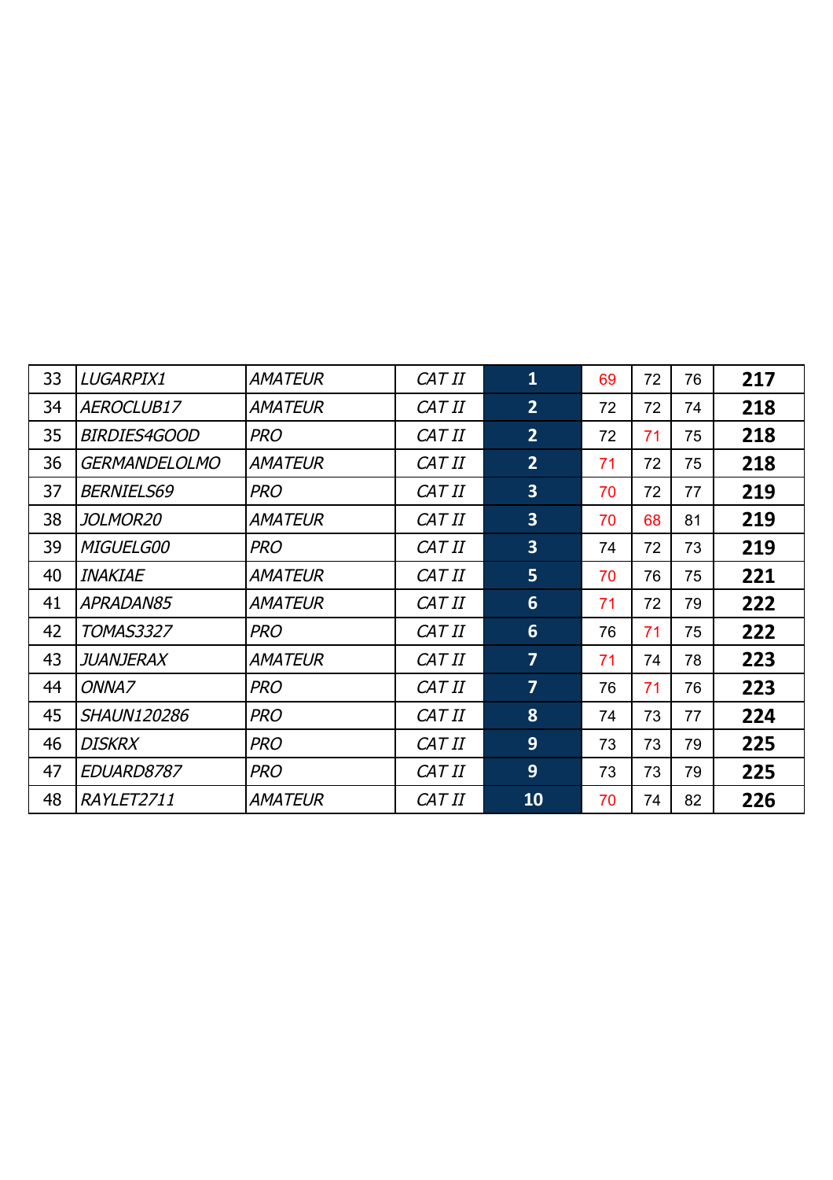| | | | | | | | | |
|---|---|---|---|---|---|---|---|---|
| 33 | *LUGARPIX1* | *AMATEUR* | *CAT II* | **1** | 69 | 72 | 76 | **217** |
| 34 | *AEROCLUB17* | *AMATEUR* | *CAT II* | **2** | 72 | 72 | 74 | **218** |
| 35 | *BIRDIES4GOOD* | *PRO* | *CAT II* | **2** | 72 | 71 | 75 | **218** |
| 36 | *GERMANDELOLMO* | *AMATEUR* | *CAT II* | **2** | 71 | 72 | 75 | **218** |
| 37 | *BERNIELS69* | *PRO* | *CAT II* | **3** | 70 | 72 | 77 | **219** |
| 38 | *JOLMOR20* | *AMATEUR* | *CAT II* | **3** | 70 | 68 | 81 | **219** |
| 39 | *MIGUELG00* | *PRO* | *CAT II* | **3** | 74 | 72 | 73 | **219** |
| 40 | *INAKIAE* | *AMATEUR* | *CAT II* | **5** | 70 | 76 | 75 | **221** |
| 41 | *APRADAN85* | *AMATEUR* | *CAT II* | **6** | 71 | 72 | 79 | **222** |
| 42 | *TOMAS3327* | *PRO* | *CAT II* | **6** | 76 | 71 | 75 | **222** |
| 43 | *JUANJERAX* | *AMATEUR* | *CAT II* | **7** | 71 | 74 | 78 | **223** |
| 44 | *ONNA7* | *PRO* | *CAT II* | **7** | 76 | 71 | 76 | **223** |
| 45 | *SHAUN120286* | *PRO* | *CAT II* | **8** | 74 | 73 | 77 | **224** |
| 46 | *DISKRX* | *PRO* | *CAT II* | **9** | 73 | 73 | 79 | **225** |
| 47 | *EDUARD8787* | *PRO* | *CAT II* | **9** | 73 | 73 | 79 | **225** |
| 48 | *RAYLET2711* | *AMATEUR* | *CAT II* | **10** | 70 | 74 | 82 | **226** |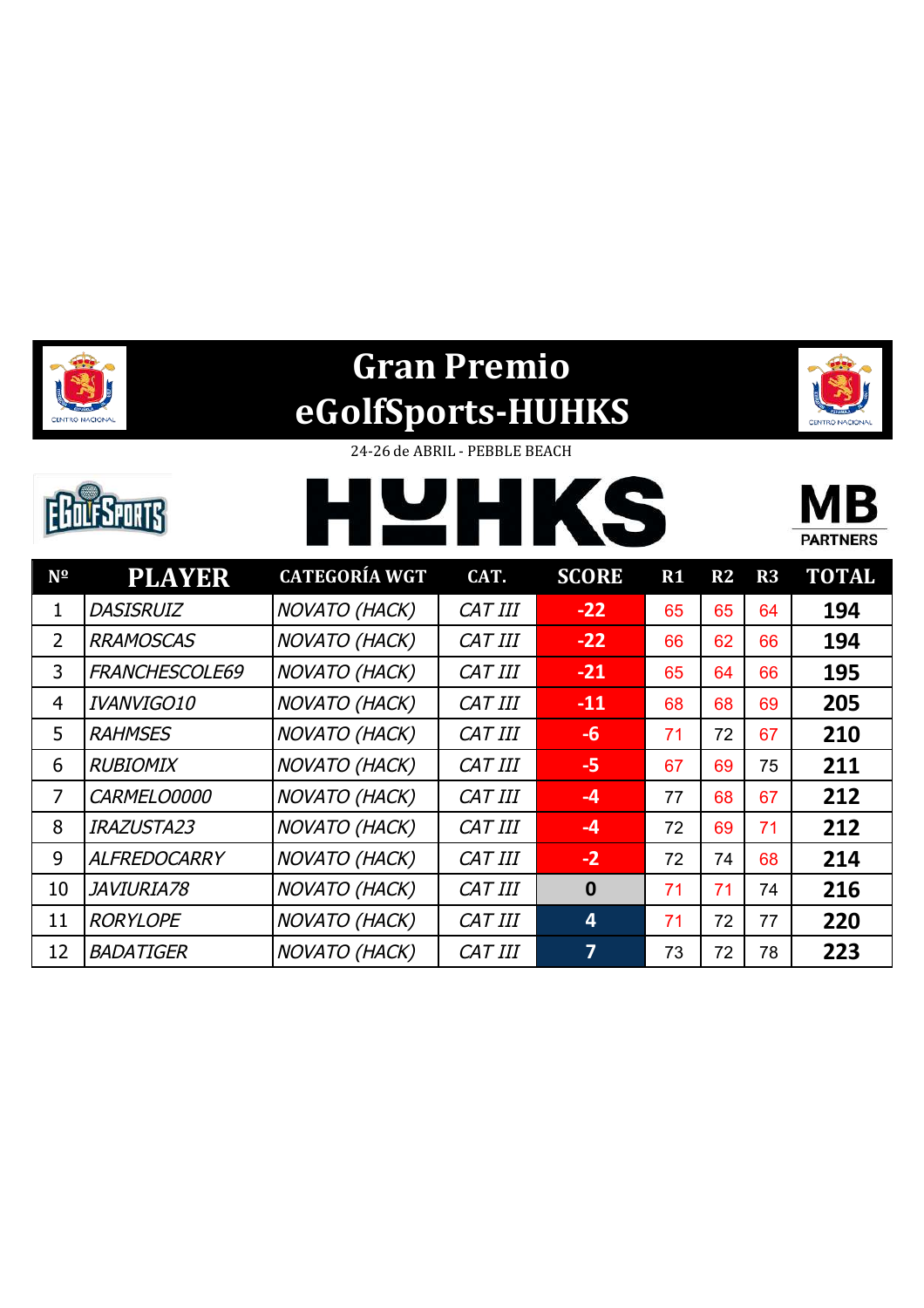# Gran Premio eGolfSports-HUHKS

24-26 de ABRIL - PEBBLE BEACH

| Nº | PLAYER | CATEGORÍA WGT | CAT. | SCORE | R1 | R2 | R3 | TOTAL |
|---|---|---|---|---|---|---|---|---|
| 1 | *DASISRUIZ* | *NOVATO (HACK)* | *CAT III* | **-22** | 65 | 65 | 64 | **194** |
| 2 | *RRAMOSCAS* | *NOVATO (HACK)* | *CAT III* | **-22** | 66 | 62 | 66 | **194** |
| 3 | *FRANCHESCOLE69* | *NOVATO (HACK)* | *CAT III* | **-21** | 65 | 64 | 66 | **195** |
| 4 | *IVANVIGO10* | *NOVATO (HACK)* | *CAT III* | **-11** | 68 | 68 | 69 | **205** |
| 5 | *RAHMSES* | *NOVATO (HACK)* | *CAT III* | **-6** | 71 | 72 | 67 | **210** |
| 6 | *RUBIOMIX* | *NOVATO (HACK)* | *CAT III* | **-5** | 67 | 69 | 75 | **211** |
| 7 | *CARMELO0000* | *NOVATO (HACK)* | *CAT III* | **-4** | 77 | 68 | 67 | **212** |
| 8 | *IRAZUSTA23* | *NOVATO (HACK)* | *CAT III* | **-4** | 72 | 69 | 71 | **212** |
| 9 | *ALFREDOCARRY* | *NOVATO (HACK)* | *CAT III* | **-2** | 72 | 74 | 68 | **214** |
| 10 | *JAVIURIA78* | *NOVATO (HACK)* | *CAT III* | **0** | 71 | 71 | 74 | **216** |
| 11 | *RORYLOPE* | *NOVATO (HACK)* | *CAT III* | **4** | 71 | 72 | 77 | **220** |
| 12 | *BADATIGER* | *NOVATO (HACK)* | *CAT III* | **7** | 73 | 72 | 78 | **223** |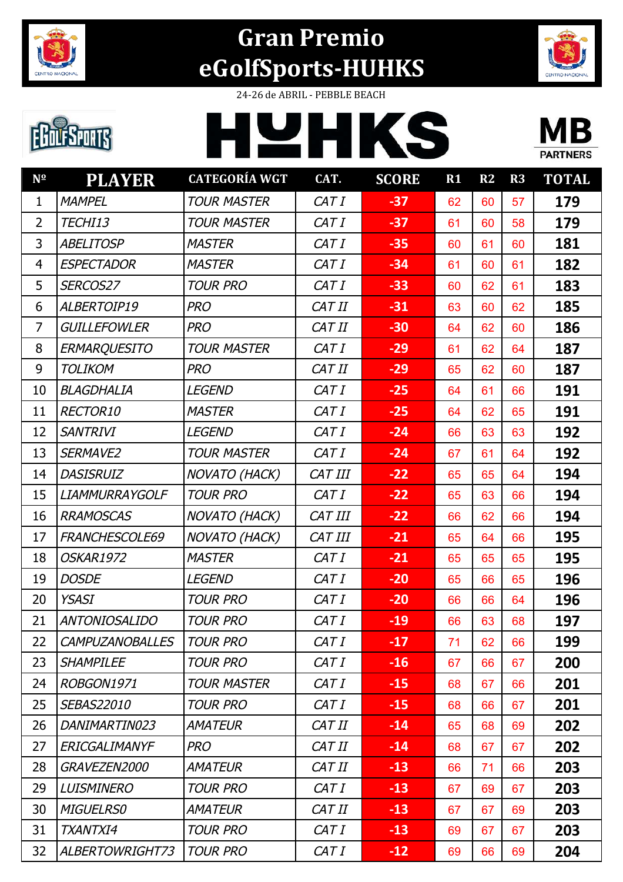# Gran Premio eGolfSports-HUHKS

24-26 de ABRIL - PEBBLE BEACH

HUHKS

MB PARTNERS

| Nº | PLAYER | CATEGORÍA WGT | CAT. | SCORE | R1 | R2 | R3 | TOTAL |
|---|---|---|---|---|---|---|---|---|
| 1 | *MAMPEL* | *TOUR MASTER* | *CAT I* | -37 | 62 | 60 | 57 | 179 |
| 2 | *TECHI13* | *TOUR MASTER* | *CAT I* | -37 | 61 | 60 | 58 | 179 |
| 3 | *ABELITOSP* | *MASTER* | *CAT I* | -35 | 60 | 61 | 60 | 181 |
| 4 | *ESPECTADOR* | *MASTER* | *CAT I* | -34 | 61 | 60 | 61 | 182 |
| 5 | *SERCOS27* | *TOUR PRO* | *CAT I* | -33 | 60 | 62 | 61 | 183 |
| 6 | *ALBERTOIP19* | *PRO* | *CAT II* | -31 | 63 | 60 | 62 | 185 |
| 7 | *GUILLEFOWLER* | *PRO* | *CAT II* | -30 | 64 | 62 | 60 | 186 |
| 8 | *ERMARQUESITO* | *TOUR MASTER* | *CAT I* | -29 | 61 | 62 | 64 | 187 |
| 9 | *TOLIKOM* | *PRO* | *CAT II* | -29 | 65 | 62 | 60 | 187 |
| 10 | *BLAGDHALIA* | *LEGEND* | *CAT I* | -25 | 64 | 61 | 66 | 191 |
| 11 | *RECTOR10* | *MASTER* | *CAT I* | -25 | 64 | 62 | 65 | 191 |
| 12 | *SANTRIVI* | *LEGEND* | *CAT I* | -24 | 66 | 63 | 63 | 192 |
| 13 | *SERMAVE2* | *TOUR MASTER* | *CAT I* | -24 | 67 | 61 | 64 | 192 |
| 14 | *DASISRUIZ* | *NOVATO (HACK)* | *CAT III* | -22 | 65 | 65 | 64 | 194 |
| 15 | *LIAMMURRAYGOLF* | *TOUR PRO* | *CAT I* | -22 | 65 | 63 | 66 | 194 |
| 16 | *RRAMOSCAS* | *NOVATO (HACK)* | *CAT III* | -22 | 66 | 62 | 66 | 194 |
| 17 | *FRANCHESCOLE69* | *NOVATO (HACK)* | *CAT III* | -21 | 65 | 64 | 66 | 195 |
| 18 | *OSKAR1972* | *MASTER* | *CAT I* | -21 | 65 | 65 | 65 | 195 |
| 19 | *DOSDE* | *LEGEND* | *CAT I* | -20 | 65 | 66 | 65 | 196 |
| 20 | *YSASI* | *TOUR PRO* | *CAT I* | -20 | 66 | 66 | 64 | 196 |
| 21 | *ANTONIOSALIDO* | *TOUR PRO* | *CAT I* | -19 | 66 | 63 | 68 | 197 |
| 22 | *CAMPUZANOBALLES* | *TOUR PRO* | *CAT I* | -17 | 71 | 62 | 66 | 199 |
| 23 | *SHAMPILEE* | *TOUR PRO* | *CAT I* | -16 | 67 | 66 | 67 | 200 |
| 24 | *ROBGON1971* | *TOUR MASTER* | *CAT I* | -15 | 68 | 67 | 66 | 201 |
| 25 | *SEBAS22010* | *TOUR PRO* | *CAT I* | -15 | 68 | 66 | 67 | 201 |
| 26 | *DANIMARTIN023* | *AMATEUR* | *CAT II* | -14 | 65 | 68 | 69 | 202 |
| 27 | *ERICGALIMANYF* | *PRO* | *CAT II* | -14 | 68 | 67 | 67 | 202 |
| 28 | *GRAVEZEN2000* | *AMATEUR* | *CAT II* | -13 | 66 | 71 | 66 | 203 |
| 29 | *LUISMINERO* | *TOUR PRO* | *CAT I* | -13 | 67 | 69 | 67 | 203 |
| 30 | *MIGUELRS0* | *AMATEUR* | *CAT II* | -13 | 67 | 67 | 69 | 203 |
| 31 | *TXANTXI4* | *TOUR PRO* | *CAT I* | -13 | 69 | 67 | 67 | 203 |
| 32 | *ALBERTOWRIGHT73* | *TOUR PRO* | *CAT I* | -12 | 69 | 66 | 69 | 204 |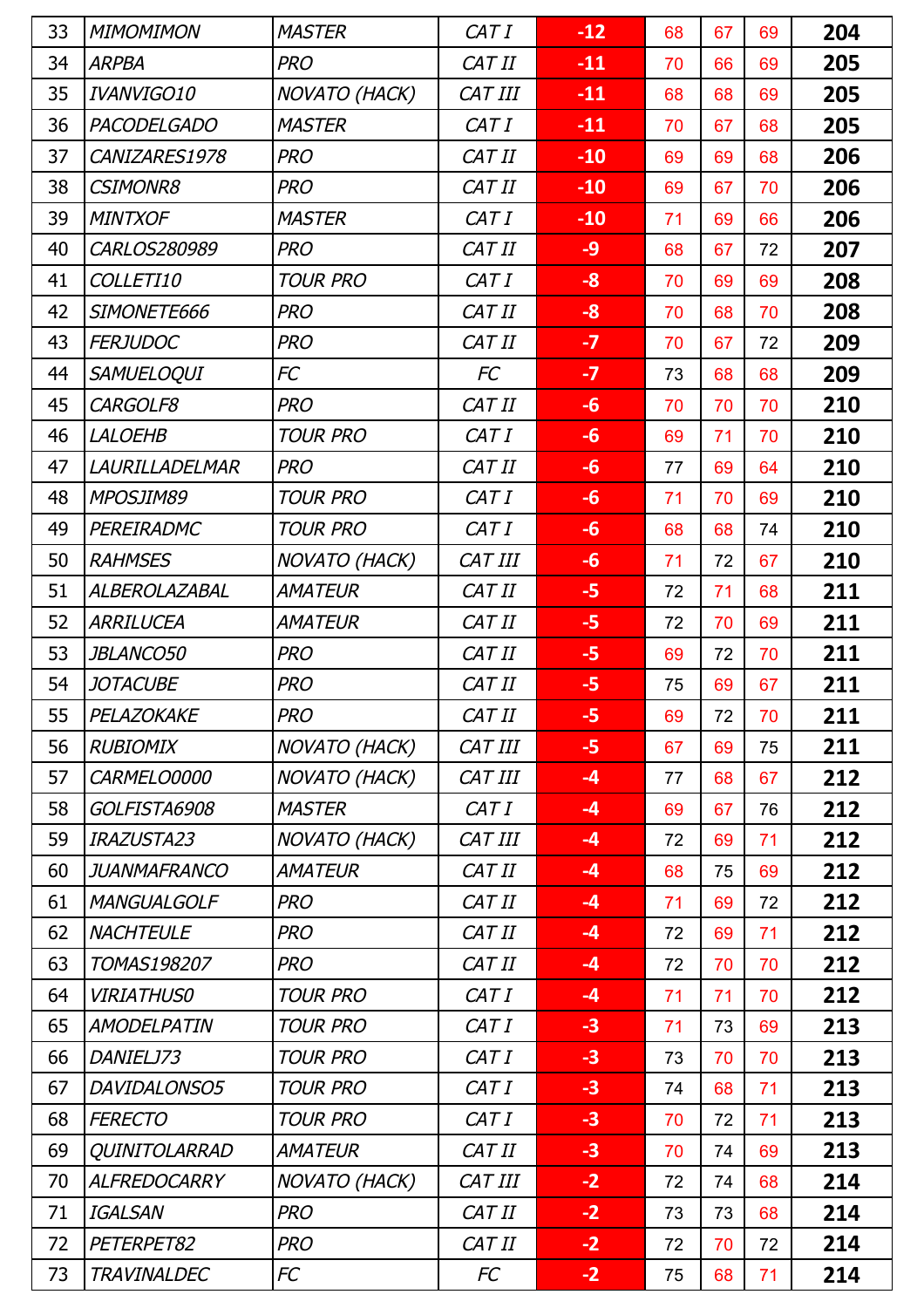| 33 | *MIMOMIMON* | *MASTER* | *CAT I* | -12 | 68 | 67 | 69 | **204** |
|---|---|---|---|---|---|---|---|---|
| 34 | *ARPBA* | *PRO* | *CAT II* | -11 | 70 | 66 | 69 | **205** |
| 35 | *IVANVIGO10* | *NOVATO (HACK)* | *CAT III* | -11 | 68 | 68 | 69 | **205** |
| 36 | *PACODELGADO* | *MASTER* | *CAT I* | -11 | 70 | 67 | 68 | **205** |
| 37 | *CANIZARES1978* | *PRO* | *CAT II* | -10 | 69 | 69 | 68 | **206** |
| 38 | *CSIMONR8* | *PRO* | *CAT II* | -10 | 69 | 67 | 70 | **206** |
| 39 | *MINTXOF* | *MASTER* | *CAT I* | -10 | 71 | 69 | 66 | **206** |
| 40 | *CARLOS280989* | *PRO* | *CAT II* | -9 | 68 | 67 | 72 | **207** |
| 41 | *COLLETI10* | *TOUR PRO* | *CAT I* | -8 | 70 | 69 | 69 | **208** |
| 42 | *SIMONETE666* | *PRO* | *CAT II* | -8 | 70 | 68 | 70 | **208** |
| 43 | *FERJUDOC* | *PRO* | *CAT II* | -7 | 70 | 67 | 72 | **209** |
| 44 | *SAMUELOQUI* | *FC* | *FC* | -7 | 73 | 68 | 68 | **209** |
| 45 | *CARGOLF8* | *PRO* | *CAT II* | -6 | 70 | 70 | 70 | **210** |
| 46 | *LALOEHB* | *TOUR PRO* | *CAT I* | -6 | 69 | 71 | 70 | **210** |
| 47 | *LAURILLADELMAR* | *PRO* | *CAT II* | -6 | 77 | 69 | 64 | **210** |
| 48 | *MPOSJIM89* | *TOUR PRO* | *CAT I* | -6 | 71 | 70 | 69 | **210** |
| 49 | *PEREIRADMC* | *TOUR PRO* | *CAT I* | -6 | 68 | 68 | 74 | **210** |
| 50 | *RAHMSES* | *NOVATO (HACK)* | *CAT III* | -6 | 71 | 72 | 67 | **210** |
| 51 | *ALBEROLAZABAL* | *AMATEUR* | *CAT II* | -5 | 72 | 71 | 68 | **211** |
| 52 | *ARRILUCEA* | *AMATEUR* | *CAT II* | -5 | 72 | 70 | 69 | **211** |
| 53 | *JBLANCO50* | *PRO* | *CAT II* | -5 | 69 | 72 | 70 | **211** |
| 54 | *JOTACUBE* | *PRO* | *CAT II* | -5 | 75 | 69 | 67 | **211** |
| 55 | *PELAZOKAKE* | *PRO* | *CAT II* | -5 | 69 | 72 | 70 | **211** |
| 56 | *RUBIOMIX* | *NOVATO (HACK)* | *CAT III* | -5 | 67 | 69 | 75 | **211** |
| 57 | *CARMELO0000* | *NOVATO (HACK)* | *CAT III* | -4 | 77 | 68 | 67 | **212** |
| 58 | *GOLFISTA6908* | *MASTER* | *CAT I* | -4 | 69 | 67 | 76 | **212** |
| 59 | *IRAZUSTA23* | *NOVATO (HACK)* | *CAT III* | -4 | 72 | 69 | 71 | **212** |
| 60 | *JUANMAFRANCO* | *AMATEUR* | *CAT II* | -4 | 68 | 75 | 69 | **212** |
| 61 | *MANGUALGOLF* | *PRO* | *CAT II* | -4 | 71 | 69 | 72 | **212** |
| 62 | *NACHTEULE* | *PRO* | *CAT II* | -4 | 72 | 69 | 71 | **212** |
| 63 | *TOMAS198207* | *PRO* | *CAT II* | -4 | 72 | 70 | 70 | **212** |
| 64 | *VIRIATHUS0* | *TOUR PRO* | *CAT I* | -4 | 71 | 71 | 70 | **212** |
| 65 | *AMODELPATIN* | *TOUR PRO* | *CAT I* | -3 | 71 | 73 | 69 | **213** |
| 66 | *DANIELJ73* | *TOUR PRO* | *CAT I* | -3 | 73 | 70 | 70 | **213** |
| 67 | *DAVIDALONSO5* | *TOUR PRO* | *CAT I* | -3 | 74 | 68 | 71 | **213** |
| 68 | *FERECTO* | *TOUR PRO* | *CAT I* | -3 | 70 | 72 | 71 | **213** |
| 69 | *QUINITOLARRAD* | *AMATEUR* | *CAT II* | -3 | 70 | 74 | 69 | **213** |
| 70 | *ALFREDOCARRY* | *NOVATO (HACK)* | *CAT III* | -2 | 72 | 74 | 68 | **214** |
| 71 | *IGALSAN* | *PRO* | *CAT II* | -2 | 73 | 73 | 68 | **214** |
| 72 | *PETERPET82* | *PRO* | *CAT II* | -2 | 72 | 70 | 72 | **214** |
| 73 | *TRAVINALDEC* | *FC* | *FC* | -2 | 75 | 68 | 71 | **214** |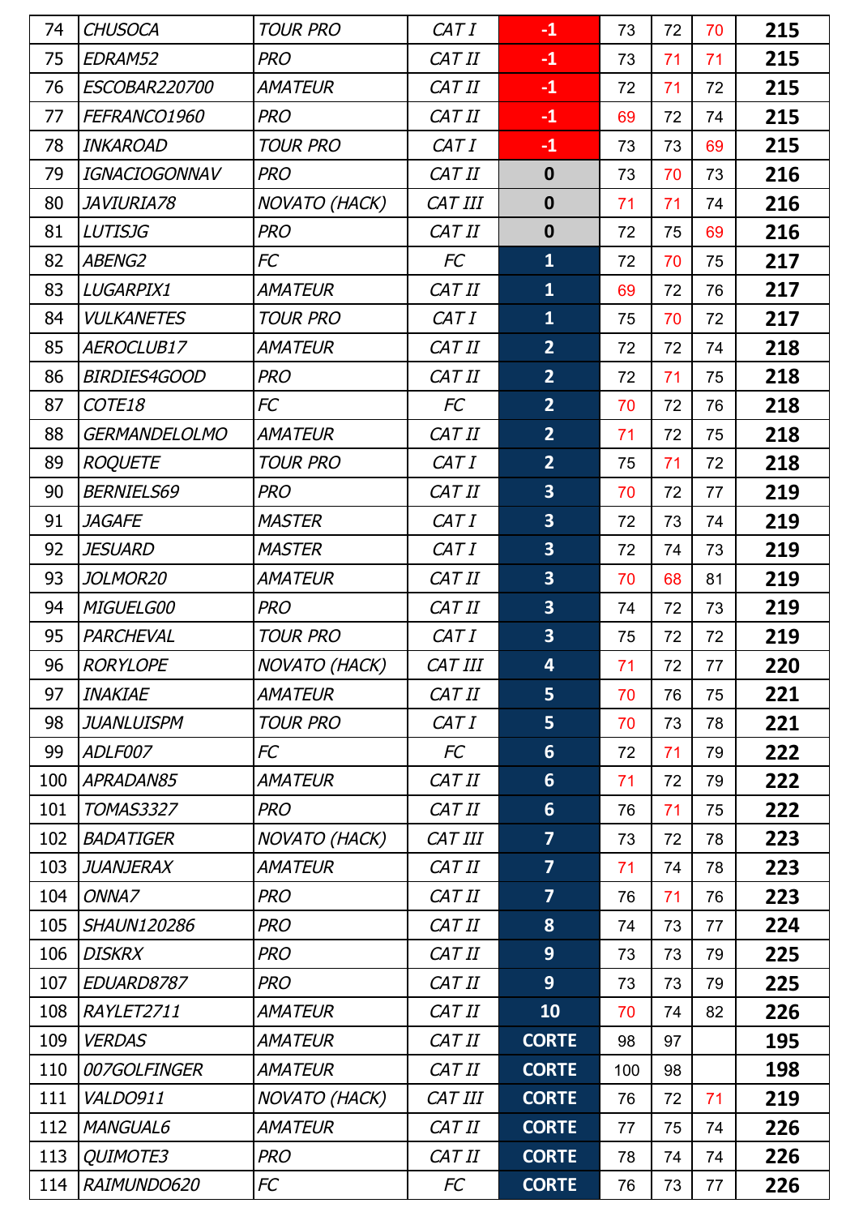| | | | | | | | | |
|---|---|---|---|---|---|---|---|---|
| 74 | *CHUSOCA* | *TOUR PRO* | *CAT I* | **-1** | 73 | 72 | 70 | **215** |
| 75 | *EDRAM52* | *PRO* | *CAT II* | **-1** | 73 | 71 | 71 | **215** |
| 76 | *ESCOBAR220700* | *AMATEUR* | *CAT II* | **-1** | 72 | 71 | 72 | **215** |
| 77 | *FEFRANCO1960* | *PRO* | *CAT II* | **-1** | 69 | 72 | 74 | **215** |
| 78 | *INKAROAD* | *TOUR PRO* | *CAT I* | **-1** | 73 | 73 | 69 | **215** |
| 79 | *IGNACIOGONNAV* | *PRO* | *CAT II* | **0** | 73 | 70 | 73 | **216** |
| 80 | *JAVIURIA78* | *NOVATO (HACK)* | *CAT III* | **0** | 71 | 71 | 74 | **216** |
| 81 | *LUTISJG* | *PRO* | *CAT II* | **0** | 72 | 75 | 69 | **216** |
| 82 | *ABENG2* | *FC* | *FC* | **1** | 72 | 70 | 75 | **217** |
| 83 | *LUGARPIX1* | *AMATEUR* | *CAT II* | **1** | 69 | 72 | 76 | **217** |
| 84 | *VULKANETES* | *TOUR PRO* | *CAT I* | **1** | 75 | 70 | 72 | **217** |
| 85 | *AEROCLUB17* | *AMATEUR* | *CAT II* | **2** | 72 | 72 | 74 | **218** |
| 86 | *BIRDIES4GOOD* | *PRO* | *CAT II* | **2** | 72 | 71 | 75 | **218** |
| 87 | *COTE18* | *FC* | *FC* | **2** | 70 | 72 | 76 | **218** |
| 88 | *GERMANDELOLMO* | *AMATEUR* | *CAT II* | **2** | 71 | 72 | 75 | **218** |
| 89 | *ROQUETE* | *TOUR PRO* | *CAT I* | **2** | 75 | 71 | 72 | **218** |
| 90 | *BERNIELS69* | *PRO* | *CAT II* | **3** | 70 | 72 | 77 | **219** |
| 91 | *JAGAFE* | *MASTER* | *CAT I* | **3** | 72 | 73 | 74 | **219** |
| 92 | *JESUARD* | *MASTER* | *CAT I* | **3** | 72 | 74 | 73 | **219** |
| 93 | *JOLMOR20* | *AMATEUR* | *CAT II* | **3** | 70 | 68 | 81 | **219** |
| 94 | *MIGUELG00* | *PRO* | *CAT II* | **3** | 74 | 72 | 73 | **219** |
| 95 | *PARCHEVAL* | *TOUR PRO* | *CAT I* | **3** | 75 | 72 | 72 | **219** |
| 96 | *RORYLOPE* | *NOVATO (HACK)* | *CAT III* | **4** | 71 | 72 | 77 | **220** |
| 97 | *INAKIAE* | *AMATEUR* | *CAT II* | **5** | 70 | 76 | 75 | **221** |
| 98 | *JUANLUISPM* | *TOUR PRO* | *CAT I* | **5** | 70 | 73 | 78 | **221** |
| 99 | *ADLF007* | *FC* | *FC* | **6** | 72 | 71 | 79 | **222** |
| 100 | *APRADAN85* | *AMATEUR* | *CAT II* | **6** | 71 | 72 | 79 | **222** |
| 101 | *TOMAS3327* | *PRO* | *CAT II* | **6** | 76 | 71 | 75 | **222** |
| 102 | *BADATIGER* | *NOVATO (HACK)* | *CAT III* | **7** | 73 | 72 | 78 | **223** |
| 103 | *JUANJERAX* | *AMATEUR* | *CAT II* | **7** | 71 | 74 | 78 | **223** |
| 104 | *ONNA7* | *PRO* | *CAT II* | **7** | 76 | 71 | 76 | **223** |
| 105 | *SHAUN120286* | *PRO* | *CAT II* | **8** | 74 | 73 | 77 | **224** |
| 106 | *DISKRX* | *PRO* | *CAT II* | **9** | 73 | 73 | 79 | **225** |
| 107 | *EDUARD8787* | *PRO* | *CAT II* | **9** | 73 | 73 | 79 | **225** |
| 108 | *RAYLET2711* | *AMATEUR* | *CAT II* | **10** | 70 | 74 | 82 | **226** |
| 109 | *VERDAS* | *AMATEUR* | *CAT II* | **CORTE** | 98 | 97 | | **195** |
| 110 | *007GOLFINGER* | *AMATEUR* | *CAT II* | **CORTE** | 100 | 98 | | **198** |
| 111 | *VALDO911* | *NOVATO (HACK)* | *CAT III* | **CORTE** | 76 | 72 | 71 | **219** |
| 112 | *MANGUAL6* | *AMATEUR* | *CAT II* | **CORTE** | 77 | 75 | 74 | **226** |
| 113 | *QUIMOTE3* | *PRO* | *CAT II* | **CORTE** | 78 | 74 | 74 | **226** |
| 114 | *RAIMUNDO620* | *FC* | *FC* | **CORTE** | 76 | 73 | 77 | **226** |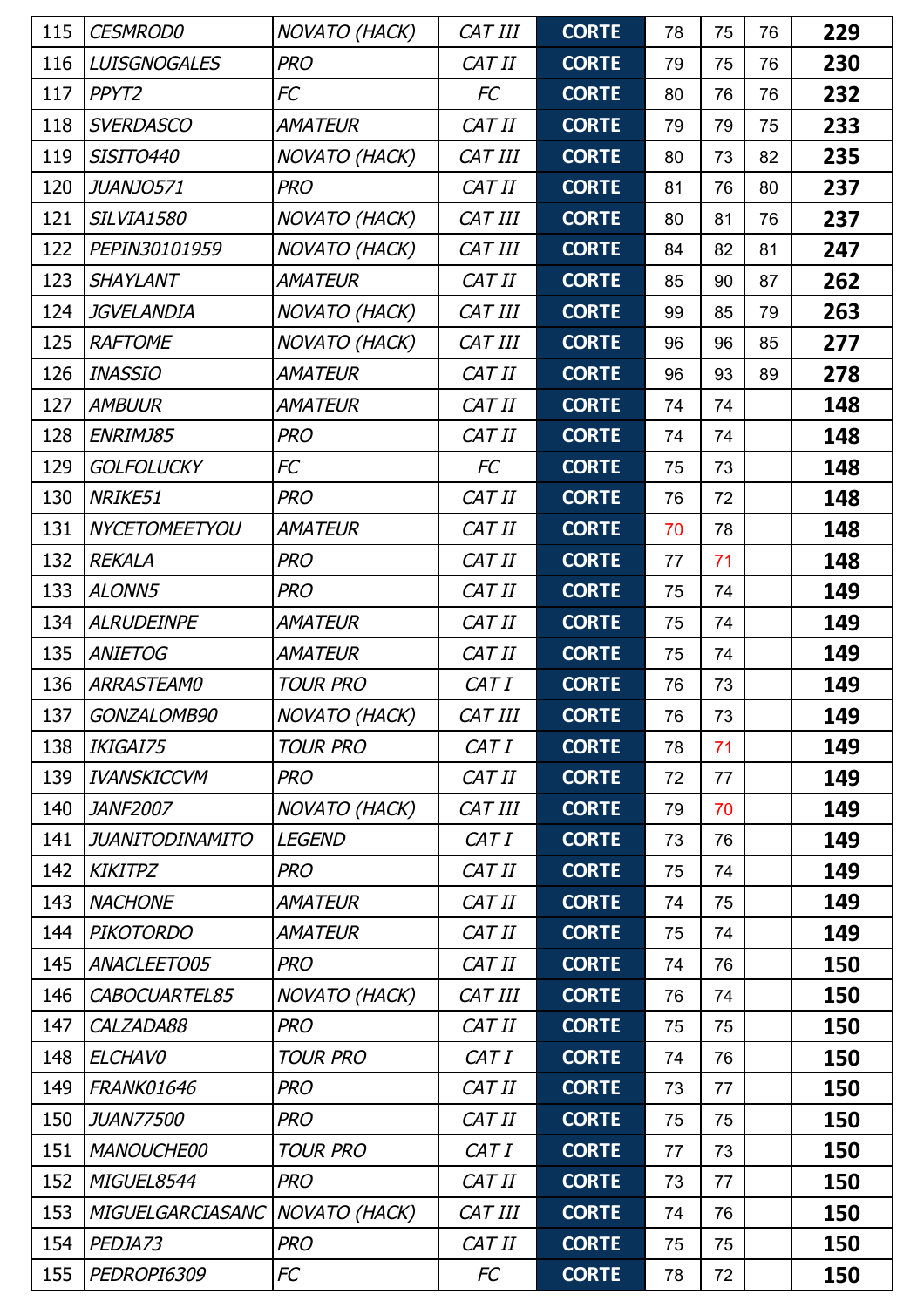| | | | | | | | | |
|---|---|---|---|---|---|---|---|---|
| 115 | *CESMROD0* | *NOVATO (HACK)* | *CAT III* | **CORTE** | 78 | 75 | 76 | **229** |
| 116 | *LUISGNOGALES* | *PRO* | *CAT II* | **CORTE** | 79 | 75 | 76 | **230** |
| 117 | *PPYT2* | *FC* | *FC* | **CORTE** | 80 | 76 | 76 | **232** |
| 118 | *SVERDASCO* | *AMATEUR* | *CAT II* | **CORTE** | 79 | 79 | 75 | **233** |
| 119 | *SISITO440* | *NOVATO (HACK)* | *CAT III* | **CORTE** | 80 | 73 | 82 | **235** |
| 120 | *JUANJO571* | *PRO* | *CAT II* | **CORTE** | 81 | 76 | 80 | **237** |
| 121 | *SILVIA1580* | *NOVATO (HACK)* | *CAT III* | **CORTE** | 80 | 81 | 76 | **237** |
| 122 | *PEPIN30101959* | *NOVATO (HACK)* | *CAT III* | **CORTE** | 84 | 82 | 81 | **247** |
| 123 | *SHAYLANT* | *AMATEUR* | *CAT II* | **CORTE** | 85 | 90 | 87 | **262** |
| 124 | *JGVELANDIA* | *NOVATO (HACK)* | *CAT III* | **CORTE** | 99 | 85 | 79 | **263** |
| 125 | *RAFTOME* | *NOVATO (HACK)* | *CAT III* | **CORTE** | 96 | 96 | 85 | **277** |
| 126 | *INASSIO* | *AMATEUR* | *CAT II* | **CORTE** | 96 | 93 | 89 | **278** |
| 127 | *AMBUUR* | *AMATEUR* | *CAT II* | **CORTE** | 74 | 74 | | **148** |
| 128 | *ENRIMJ85* | *PRO* | *CAT II* | **CORTE** | 74 | 74 | | **148** |
| 129 | *GOLFOLUCKY* | *FC* | *FC* | **CORTE** | 75 | 73 | | **148** |
| 130 | *NRIKE51* | *PRO* | *CAT II* | **CORTE** | 76 | 72 | | **148** |
| 131 | *NYCETOMEETYOU* | *AMATEUR* | *CAT II* | **CORTE** | 70 | 78 | | **148** |
| 132 | *REKALA* | *PRO* | *CAT II* | **CORTE** | 77 | 71 | | **148** |
| 133 | *ALONN5* | *PRO* | *CAT II* | **CORTE** | 75 | 74 | | **149** |
| 134 | *ALRUDEINPE* | *AMATEUR* | *CAT II* | **CORTE** | 75 | 74 | | **149** |
| 135 | *ANIETOG* | *AMATEUR* | *CAT II* | **CORTE** | 75 | 74 | | **149** |
| 136 | *ARRASTEAM0* | *TOUR PRO* | *CAT I* | **CORTE** | 76 | 73 | | **149** |
| 137 | *GONZALOMB90* | *NOVATO (HACK)* | *CAT III* | **CORTE** | 76 | 73 | | **149** |
| 138 | *IKIGAI75* | *TOUR PRO* | *CAT I* | **CORTE** | 78 | 71 | | **149** |
| 139 | *IVANSKICCVM* | *PRO* | *CAT II* | **CORTE** | 72 | 77 | | **149** |
| 140 | *JANF2007* | *NOVATO (HACK)* | *CAT III* | **CORTE** | 79 | 70 | | **149** |
| 141 | *JUANITODINAMITO* | *LEGEND* | *CAT I* | **CORTE** | 73 | 76 | | **149** |
| 142 | *KIKITPZ* | *PRO* | *CAT II* | **CORTE** | 75 | 74 | | **149** |
| 143 | *NACHONE* | *AMATEUR* | *CAT II* | **CORTE** | 74 | 75 | | **149** |
| 144 | *PIKOTORDO* | *AMATEUR* | *CAT II* | **CORTE** | 75 | 74 | | **149** |
| 145 | *ANACLEETO05* | *PRO* | *CAT II* | **CORTE** | 74 | 76 | | **150** |
| 146 | *CABOCUARTEL85* | *NOVATO (HACK)* | *CAT III* | **CORTE** | 76 | 74 | | **150** |
| 147 | *CALZADA88* | *PRO* | *CAT II* | **CORTE** | 75 | 75 | | **150** |
| 148 | *ELCHAV0* | *TOUR PRO* | *CAT I* | **CORTE** | 74 | 76 | | **150** |
| 149 | *FRANK01646* | *PRO* | *CAT II* | **CORTE** | 73 | 77 | | **150** |
| 150 | *JUAN77500* | *PRO* | *CAT II* | **CORTE** | 75 | 75 | | **150** |
| 151 | *MANOUCHE00* | *TOUR PRO* | *CAT I* | **CORTE** | 77 | 73 | | **150** |
| 152 | *MIGUEL8544* | *PRO* | *CAT II* | **CORTE** | 73 | 77 | | **150** |
| 153 | *MIGUELGARCIASANC* | *NOVATO (HACK)* | *CAT III* | **CORTE** | 74 | 76 | | **150** |
| 154 | *PEDJA73* | *PRO* | *CAT II* | **CORTE** | 75 | 75 | | **150** |
| 155 | *PEDROPI6309* | *FC* | *FC* | **CORTE** | 78 | 72 | | **150** |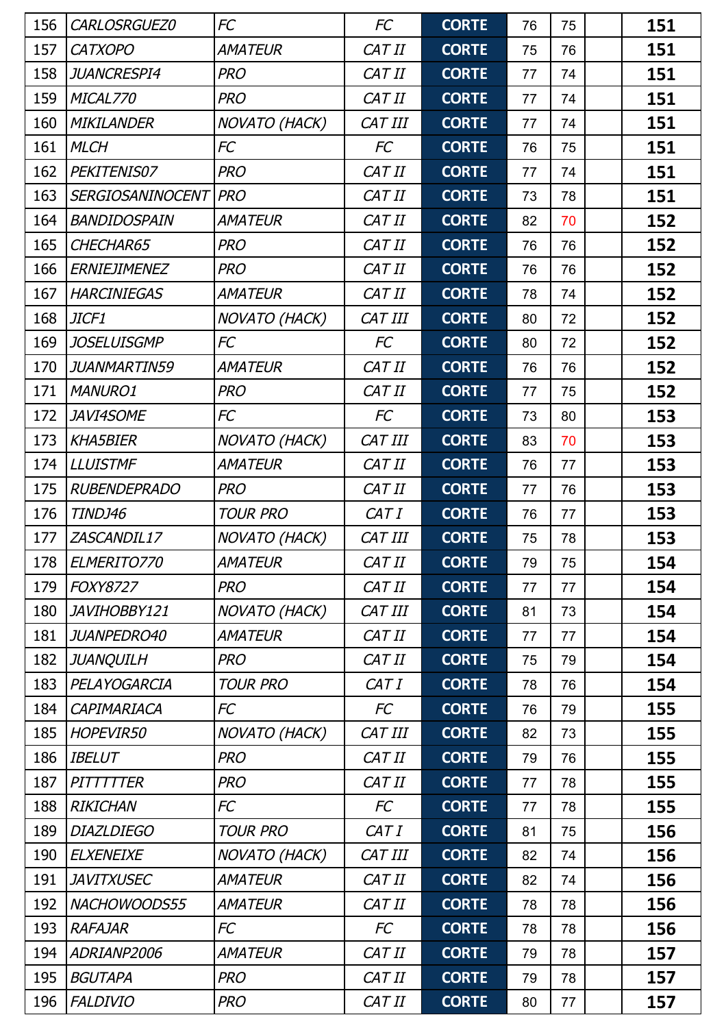| | | | | | | | | |
|---|---|---|---|---|---|---|---|---|
| 156 | *CARLOSRGUEZ0* | *FC* | *FC* | CORTE | 76 | 75 | | **151** |
| 157 | *CATXOPO* | *AMATEUR* | *CAT II* | CORTE | 75 | 76 | | **151** |
| 158 | *JUANCRESPI4* | *PRO* | *CAT II* | CORTE | 77 | 74 | | **151** |
| 159 | *MICAL770* | *PRO* | *CAT II* | CORTE | 77 | 74 | | **151** |
| 160 | *MIKILANDER* | *NOVATO (HACK)* | *CAT III* | CORTE | 77 | 74 | | **151** |
| 161 | *MLCH* | *FC* | *FC* | CORTE | 76 | 75 | | **151** |
| 162 | *PEKITENIS07* | *PRO* | *CAT II* | CORTE | 77 | 74 | | **151** |
| 163 | *SERGIOSANINOCENT* | *PRO* | *CAT II* | CORTE | 73 | 78 | | **151** |
| 164 | *BANDIDOSPAIN* | *AMATEUR* | *CAT II* | CORTE | 82 | 70 | | **152** |
| 165 | *CHECHAR65* | *PRO* | *CAT II* | CORTE | 76 | 76 | | **152** |
| 166 | *ERNIEJIMENEZ* | *PRO* | *CAT II* | CORTE | 76 | 76 | | **152** |
| 167 | *HARCINIEGAS* | *AMATEUR* | *CAT II* | CORTE | 78 | 74 | | **152** |
| 168 | *JICF1* | *NOVATO (HACK)* | *CAT III* | CORTE | 80 | 72 | | **152** |
| 169 | *JOSELUISGMP* | *FC* | *FC* | CORTE | 80 | 72 | | **152** |
| 170 | *JUANMARTIN59* | *AMATEUR* | *CAT II* | CORTE | 76 | 76 | | **152** |
| 171 | *MANURO1* | *PRO* | *CAT II* | CORTE | 77 | 75 | | **152** |
| 172 | *JAVI4SOME* | *FC* | *FC* | CORTE | 73 | 80 | | **153** |
| 173 | *KHA5BIER* | *NOVATO (HACK)* | *CAT III* | CORTE | 83 | 70 | | **153** |
| 174 | *LLUISTMF* | *AMATEUR* | *CAT II* | CORTE | 76 | 77 | | **153** |
| 175 | *RUBENDEPRADO* | *PRO* | *CAT II* | CORTE | 77 | 76 | | **153** |
| 176 | *TINDJ46* | *TOUR PRO* | *CAT I* | CORTE | 76 | 77 | | **153** |
| 177 | *ZASCANDIL17* | *NOVATO (HACK)* | *CAT III* | CORTE | 75 | 78 | | **153** |
| 178 | *ELMERITO770* | *AMATEUR* | *CAT II* | CORTE | 79 | 75 | | **154** |
| 179 | *FOXY8727* | *PRO* | *CAT II* | CORTE | 77 | 77 | | **154** |
| 180 | *JAVIHOBBY121* | *NOVATO (HACK)* | *CAT III* | CORTE | 81 | 73 | | **154** |
| 181 | *JUANPEDRO40* | *AMATEUR* | *CAT II* | CORTE | 77 | 77 | | **154** |
| 182 | *JUANQUILH* | *PRO* | *CAT II* | CORTE | 75 | 79 | | **154** |
| 183 | *PELAYOGARCIA* | *TOUR PRO* | *CAT I* | CORTE | 78 | 76 | | **154** |
| 184 | *CAPIMARIACA* | *FC* | *FC* | CORTE | 76 | 79 | | **155** |
| 185 | *HOPEVIR50* | *NOVATO (HACK)* | *CAT III* | CORTE | 82 | 73 | | **155** |
| 186 | *IBELUT* | *PRO* | *CAT II* | CORTE | 79 | 76 | | **155** |
| 187 | *PITTTTTER* | *PRO* | *CAT II* | CORTE | 77 | 78 | | **155** |
| 188 | *RIKICHAN* | *FC* | *FC* | CORTE | 77 | 78 | | **155** |
| 189 | *DIAZLDIEGO* | *TOUR PRO* | *CAT I* | CORTE | 81 | 75 | | **156** |
| 190 | *ELXENEIXE* | *NOVATO (HACK)* | *CAT III* | CORTE | 82 | 74 | | **156** |
| 191 | *JAVITXUSEC* | *AMATEUR* | *CAT II* | CORTE | 82 | 74 | | **156** |
| 192 | *NACHOWOODS55* | *AMATEUR* | *CAT II* | CORTE | 78 | 78 | | **156** |
| 193 | *RAFAJAR* | *FC* | *FC* | CORTE | 78 | 78 | | **156** |
| 194 | *ADRIANP2006* | *AMATEUR* | *CAT II* | CORTE | 79 | 78 | | **157** |
| 195 | *BGUTAPA* | *PRO* | *CAT II* | CORTE | 79 | 78 | | **157** |
| 196 | *FALDIVIO* | *PRO* | *CAT II* | CORTE | 80 | 77 | | **157** |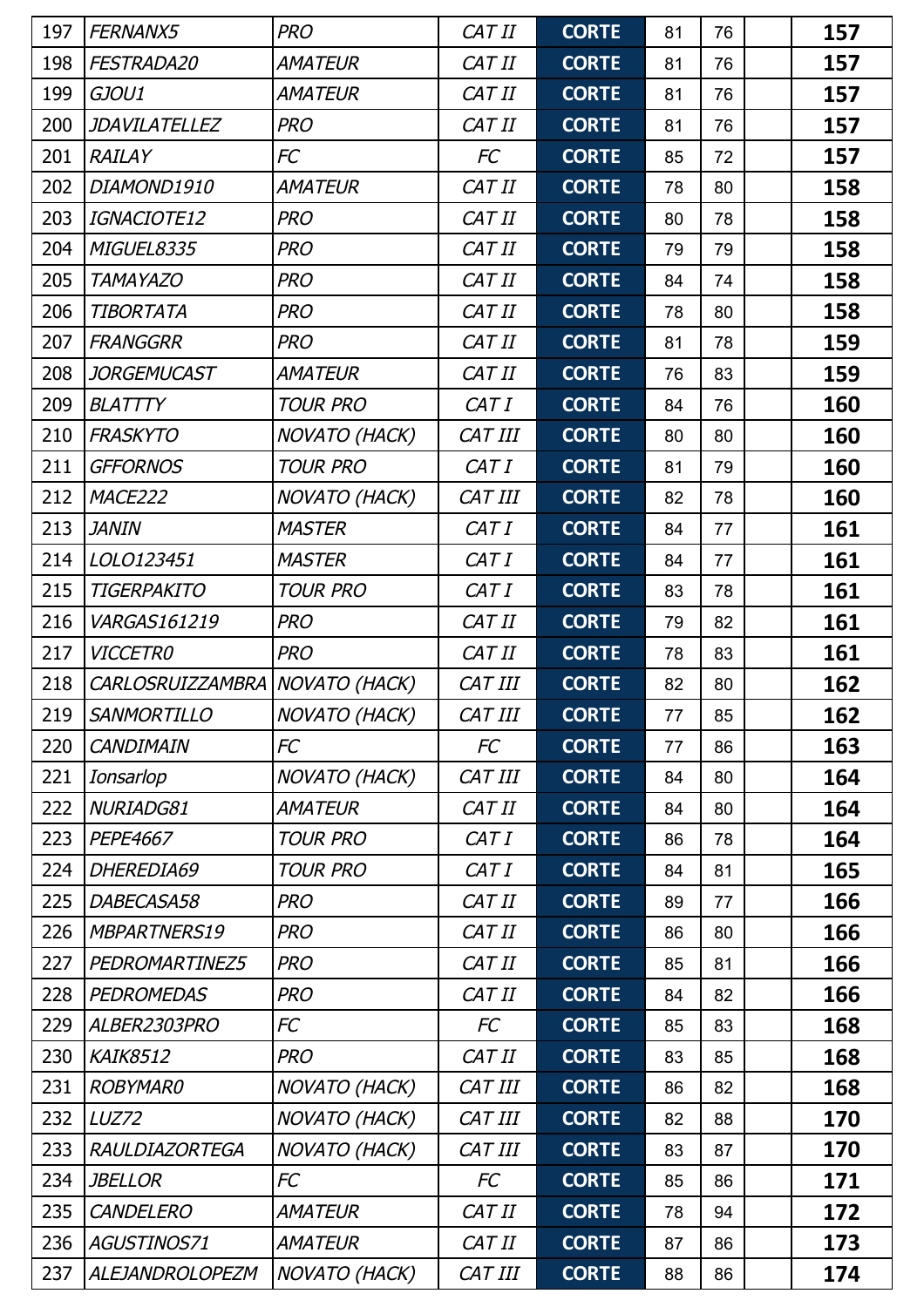| 197 | FERNANX5 | PRO | CAT II | CORTE | 81 | 76 | | 157 |
|---|---|---|---|---|---|---|---|---|
| 198 | FESTRADA20 | AMATEUR | CAT II | CORTE | 81 | 76 | | 157 |
| 199 | GJOU1 | AMATEUR | CAT II | CORTE | 81 | 76 | | 157 |
| 200 | JDAVILATELLEZ | PRO | CAT II | CORTE | 81 | 76 | | 157 |
| 201 | RAILAY | FC | FC | CORTE | 85 | 72 | | 157 |
| 202 | DIAMOND1910 | AMATEUR | CAT II | CORTE | 78 | 80 | | 158 |
| 203 | IGNACIOTE12 | PRO | CAT II | CORTE | 80 | 78 | | 158 |
| 204 | MIGUEL8335 | PRO | CAT II | CORTE | 79 | 79 | | 158 |
| 205 | TAMAYAZO | PRO | CAT II | CORTE | 84 | 74 | | 158 |
| 206 | TIBORTATA | PRO | CAT II | CORTE | 78 | 80 | | 158 |
| 207 | FRANGGRR | PRO | CAT II | CORTE | 81 | 78 | | 159 |
| 208 | JORGEMUCAST | AMATEUR | CAT II | CORTE | 76 | 83 | | 159 |
| 209 | BLATTTY | TOUR PRO | CAT I | CORTE | 84 | 76 | | 160 |
| 210 | FRASKYTO | NOVATO (HACK) | CAT III | CORTE | 80 | 80 | | 160 |
| 211 | GFFORNOS | TOUR PRO | CAT I | CORTE | 81 | 79 | | 160 |
| 212 | MACE222 | NOVATO (HACK) | CAT III | CORTE | 82 | 78 | | 160 |
| 213 | JANIN | MASTER | CAT I | CORTE | 84 | 77 | | 161 |
| 214 | LOLO123451 | MASTER | CAT I | CORTE | 84 | 77 | | 161 |
| 215 | TIGERPAKITO | TOUR PRO | CAT I | CORTE | 83 | 78 | | 161 |
| 216 | VARGAS161219 | PRO | CAT II | CORTE | 79 | 82 | | 161 |
| 217 | VICCETR0 | PRO | CAT II | CORTE | 78 | 83 | | 161 |
| 218 | CARLOSRUIZZAMBRA | NOVATO (HACK) | CAT III | CORTE | 82 | 80 | | 162 |
| 219 | SANMORTILLO | NOVATO (HACK) | CAT III | CORTE | 77 | 85 | | 162 |
| 220 | CANDIMAIN | FC | FC | CORTE | 77 | 86 | | 163 |
| 221 | Ionsarlop | NOVATO (HACK) | CAT III | CORTE | 84 | 80 | | 164 |
| 222 | NURIADG81 | AMATEUR | CAT II | CORTE | 84 | 80 | | 164 |
| 223 | PEPE4667 | TOUR PRO | CAT I | CORTE | 86 | 78 | | 164 |
| 224 | DHEREDIA69 | TOUR PRO | CAT I | CORTE | 84 | 81 | | 165 |
| 225 | DABECASA58 | PRO | CAT II | CORTE | 89 | 77 | | 166 |
| 226 | MBPARTNERS19 | PRO | CAT II | CORTE | 86 | 80 | | 166 |
| 227 | PEDROMARTINEZ5 | PRO | CAT II | CORTE | 85 | 81 | | 166 |
| 228 | PEDROMEDAS | PRO | CAT II | CORTE | 84 | 82 | | 166 |
| 229 | ALBER2303PRO | FC | FC | CORTE | 85 | 83 | | 168 |
| 230 | KAIK8512 | PRO | CAT II | CORTE | 83 | 85 | | 168 |
| 231 | ROBYMAR0 | NOVATO (HACK) | CAT III | CORTE | 86 | 82 | | 168 |
| 232 | LUZ72 | NOVATO (HACK) | CAT III | CORTE | 82 | 88 | | 170 |
| 233 | RAULDIAZORTEGA | NOVATO (HACK) | CAT III | CORTE | 83 | 87 | | 170 |
| 234 | JBELLOR | FC | FC | CORTE | 85 | 86 | | 171 |
| 235 | CANDELERO | AMATEUR | CAT II | CORTE | 78 | 94 | | 172 |
| 236 | AGUSTINOS71 | AMATEUR | CAT II | CORTE | 87 | 86 | | 173 |
| 237 | ALEJANDROLOPEZM | NOVATO (HACK) | CAT III | CORTE | 88 | 86 | | 174 |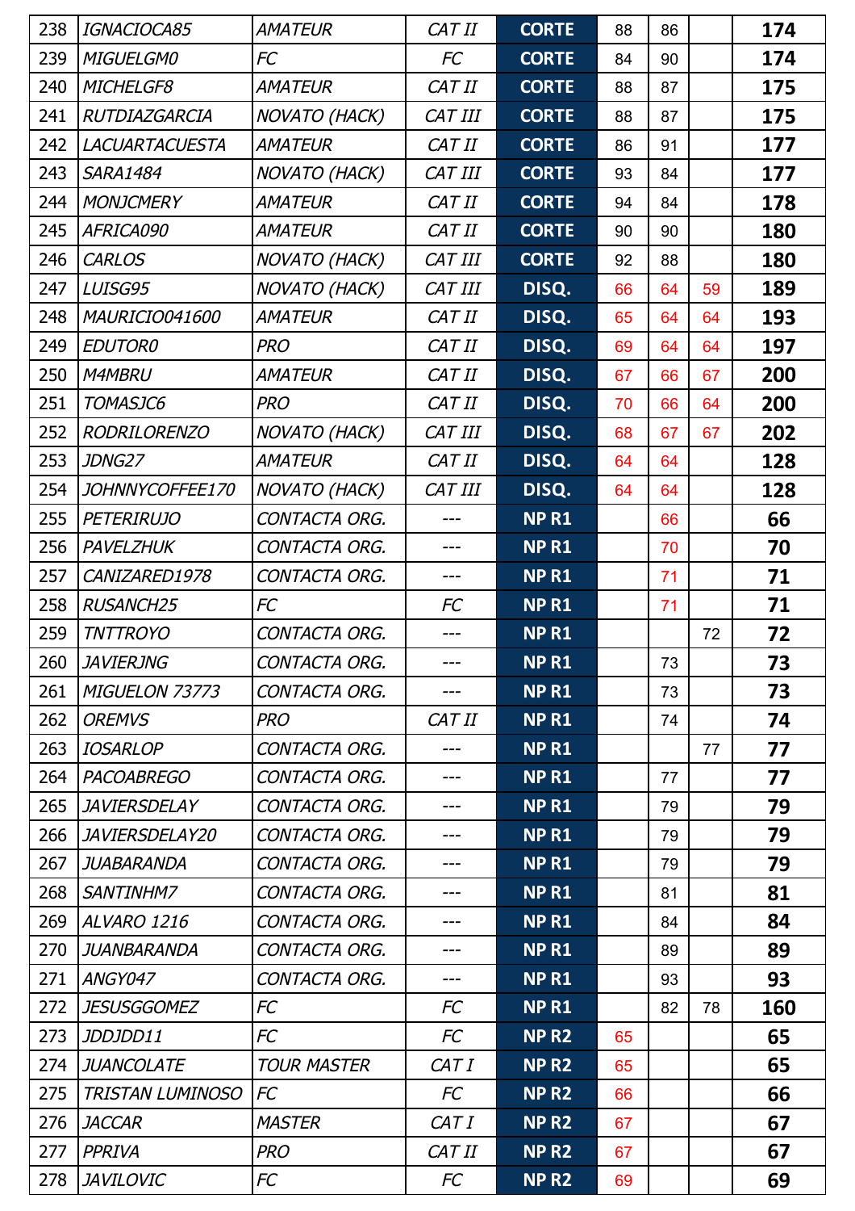| | | | | | | | | |
|---|---|---|---|---|---|---|---|---|
| 238 | *IGNACIOCA85* | *AMATEUR* | *CAT II* | **CORTE** | 88 | 86 | | **174** |
| 239 | *MIGUELGM0* | *FC* | *FC* | **CORTE** | 84 | 90 | | **174** |
| 240 | *MICHELGF8* | *AMATEUR* | *CAT II* | **CORTE** | 88 | 87 | | **175** |
| 241 | *RUTDIAZGARCIA* | *NOVATO (HACK)* | *CAT III* | **CORTE** | 88 | 87 | | **175** |
| 242 | *LACUARTACUESTA* | *AMATEUR* | *CAT II* | **CORTE** | 86 | 91 | | **177** |
| 243 | *SARA1484* | *NOVATO (HACK)* | *CAT III* | **CORTE** | 93 | 84 | | **177** |
| 244 | *MONJCMERY* | *AMATEUR* | *CAT II* | **CORTE** | 94 | 84 | | **178** |
| 245 | *AFRICA090* | *AMATEUR* | *CAT II* | **CORTE** | 90 | 90 | | **180** |
| 246 | *CARLOS* | *NOVATO (HACK)* | *CAT III* | **CORTE** | 92 | 88 | | **180** |
| 247 | *LUISG95* | *NOVATO (HACK)* | *CAT III* | **DISQ.** | 66 | 64 | 59 | **189** |
| 248 | *MAURICIO041600* | *AMATEUR* | *CAT II* | **DISQ.** | 65 | 64 | 64 | **193** |
| 249 | *EDUTOR0* | *PRO* | *CAT II* | **DISQ.** | 69 | 64 | 64 | **197** |
| 250 | *M4MBRU* | *AMATEUR* | *CAT II* | **DISQ.** | 67 | 66 | 67 | **200** |
| 251 | *TOMASJC6* | *PRO* | *CAT II* | **DISQ.** | 70 | 66 | 64 | **200** |
| 252 | *RODRILORENZO* | *NOVATO (HACK)* | *CAT III* | **DISQ.** | 68 | 67 | 67 | **202** |
| 253 | *JDNG27* | *AMATEUR* | *CAT II* | **DISQ.** | 64 | 64 | | **128** |
| 254 | *JOHNNYCOFFEE170* | *NOVATO (HACK)* | *CAT III* | **DISQ.** | 64 | 64 | | **128** |
| 255 | *PETERIRUJO* | *CONTACTA ORG.* | --- | **NP R1** | | 66 | | **66** |
| 256 | *PAVELZHUK* | *CONTACTA ORG.* | --- | **NP R1** | | 70 | | **70** |
| 257 | *CANIZARED1978* | *CONTACTA ORG.* | --- | **NP R1** | | 71 | | **71** |
| 258 | *RUSANCH25* | *FC* | *FC* | **NP R1** | | 71 | | **71** |
| 259 | *TNTTROYO* | *CONTACTA ORG.* | --- | **NP R1** | | | 72 | **72** |
| 260 | *JAVIERJNG* | *CONTACTA ORG.* | --- | **NP R1** | | 73 | | **73** |
| 261 | *MIGUELON 73773* | *CONTACTA ORG.* | --- | **NP R1** | | 73 | | **73** |
| 262 | *OREMVS* | *PRO* | *CAT II* | **NP R1** | | 74 | | **74** |
| 263 | *IOSARLOP* | *CONTACTA ORG.* | --- | **NP R1** | | | 77 | **77** |
| 264 | *PACOABREGO* | *CONTACTA ORG.* | --- | **NP R1** | | 77 | | **77** |
| 265 | *JAVIERSDELAY* | *CONTACTA ORG.* | --- | **NP R1** | | 79 | | **79** |
| 266 | *JAVIERSDELAY20* | *CONTACTA ORG.* | --- | **NP R1** | | 79 | | **79** |
| 267 | *JUABARANDA* | *CONTACTA ORG.* | --- | **NP R1** | | 79 | | **79** |
| 268 | *SANTINHM7* | *CONTACTA ORG.* | --- | **NP R1** | | 81 | | **81** |
| 269 | *ALVARO 1216* | *CONTACTA ORG.* | --- | **NP R1** | | 84 | | **84** |
| 270 | *JUANBARANDA* | *CONTACTA ORG.* | --- | **NP R1** | | 89 | | **89** |
| 271 | *ANGY047* | *CONTACTA ORG.* | --- | **NP R1** | | 93 | | **93** |
| 272 | *JESUSGGOMEZ* | *FC* | *FC* | **NP R1** | | 82 | 78 | **160** |
| 273 | *JDDJDD11* | *FC* | *FC* | **NP R2** | 65 | | | **65** |
| 274 | *JUANCOLATE* | *TOUR MASTER* | *CAT I* | **NP R2** | 65 | | | **65** |
| 275 | *TRISTAN LUMINOSO* | *FC* | *FC* | **NP R2** | 66 | | | **66** |
| 276 | *JACCAR* | *MASTER* | *CAT I* | **NP R2** | 67 | | | **67** |
| 277 | *PPRIVA* | *PRO* | *CAT II* | **NP R2** | 67 | | | **67** |
| 278 | *JAVILOVIC* | *FC* | *FC* | **NP R2** | 69 | | | **69** |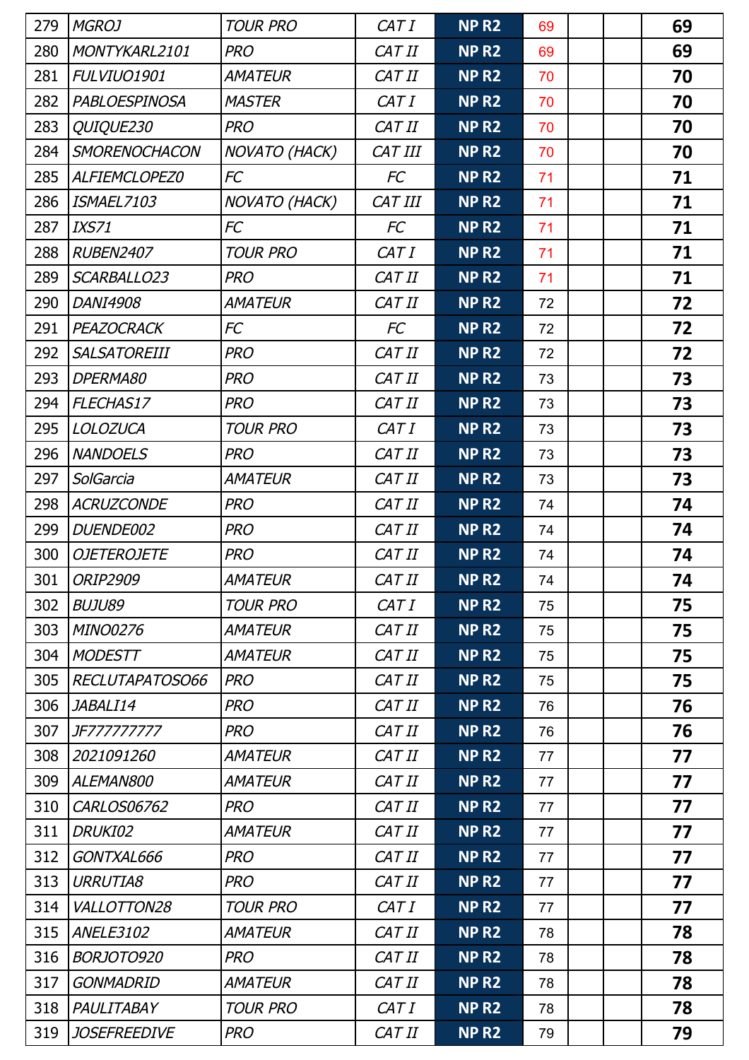| | | | | | | | | |
|---|---|---|---|---|---|---|---|---|
| 279 | *MGROJ* | *TOUR PRO* | *CAT I* | **NP R2** | 69 | | | **69** |
| 280 | *MONTYKARL2101* | *PRO* | *CAT II* | **NP R2** | 69 | | | **69** |
| 281 | *FULVIUO1901* | *AMATEUR* | *CAT II* | **NP R2** | 70 | | | **70** |
| 282 | *PABLOESPINOSA* | *MASTER* | *CAT I* | **NP R2** | 70 | | | **70** |
| 283 | *QUIQUE230* | *PRO* | *CAT II* | **NP R2** | 70 | | | **70** |
| 284 | *SMORENOCHACON* | *NOVATO (HACK)* | *CAT III* | **NP R2** | 70 | | | **70** |
| 285 | *ALFIEMCLOPEZ0* | *FC* | *FC* | **NP R2** | 71 | | | **71** |
| 286 | *ISMAEL7103* | *NOVATO (HACK)* | *CAT III* | **NP R2** | 71 | | | **71** |
| 287 | *IXS71* | *FC* | *FC* | **NP R2** | 71 | | | **71** |
| 288 | *RUBEN2407* | *TOUR PRO* | *CAT I* | **NP R2** | 71 | | | **71** |
| 289 | *SCARBALLO23* | *PRO* | *CAT II* | **NP R2** | 71 | | | **71** |
| 290 | *DANI4908* | *AMATEUR* | *CAT II* | **NP R2** | 72 | | | **72** |
| 291 | *PEAZOCRACK* | *FC* | *FC* | **NP R2** | 72 | | | **72** |
| 292 | *SALSATOREIII* | *PRO* | *CAT II* | **NP R2** | 72 | | | **72** |
| 293 | *DPERMA80* | *PRO* | *CAT II* | **NP R2** | 73 | | | **73** |
| 294 | *FLECHAS17* | *PRO* | *CAT II* | **NP R2** | 73 | | | **73** |
| 295 | *LOLOZUCA* | *TOUR PRO* | *CAT I* | **NP R2** | 73 | | | **73** |
| 296 | *NANDOELS* | *PRO* | *CAT II* | **NP R2** | 73 | | | **73** |
| 297 | *SolGarcia* | *AMATEUR* | *CAT II* | **NP R2** | 73 | | | **73** |
| 298 | *ACRUZCONDE* | *PRO* | *CAT II* | **NP R2** | 74 | | | **74** |
| 299 | *DUENDE002* | *PRO* | *CAT II* | **NP R2** | 74 | | | **74** |
| 300 | *OJETEROJETE* | *PRO* | *CAT II* | **NP R2** | 74 | | | **74** |
| 301 | *ORIP2909* | *AMATEUR* | *CAT II* | **NP R2** | 74 | | | **74** |
| 302 | *BUJU89* | *TOUR PRO* | *CAT I* | **NP R2** | 75 | | | **75** |
| 303 | *MINO0276* | *AMATEUR* | *CAT II* | **NP R2** | 75 | | | **75** |
| 304 | *MODESTT* | *AMATEUR* | *CAT II* | **NP R2** | 75 | | | **75** |
| 305 | *RECLUTAPATOSO66* | *PRO* | *CAT II* | **NP R2** | 75 | | | **75** |
| 306 | *JABALI14* | *PRO* | *CAT II* | **NP R2** | 76 | | | **76** |
| 307 | *JF777777777* | *PRO* | *CAT II* | **NP R2** | 76 | | | **76** |
| 308 | *2021091260* | *AMATEUR* | *CAT II* | **NP R2** | 77 | | | **77** |
| 309 | *ALEMAN800* | *AMATEUR* | *CAT II* | **NP R2** | 77 | | | **77** |
| 310 | *CARLOS06762* | *PRO* | *CAT II* | **NP R2** | 77 | | | **77** |
| 311 | *DRUKI02* | *AMATEUR* | *CAT II* | **NP R2** | 77 | | | **77** |
| 312 | *GONTXAL666* | *PRO* | *CAT II* | **NP R2** | 77 | | | **77** |
| 313 | *URRUTIA8* | *PRO* | *CAT II* | **NP R2** | 77 | | | **77** |
| 314 | *VALLOTTON28* | *TOUR PRO* | *CAT I* | **NP R2** | 77 | | | **77** |
| 315 | *ANELE3102* | *AMATEUR* | *CAT II* | **NP R2** | 78 | | | **78** |
| 316 | *BORJOTO920* | *PRO* | *CAT II* | **NP R2** | 78 | | | **78** |
| 317 | *GONMADRID* | *AMATEUR* | *CAT II* | **NP R2** | 78 | | | **78** |
| 318 | *PAULITABAY* | *TOUR PRO* | *CAT I* | **NP R2** | 78 | | | **78** |
| 319 | *JOSEFREEDIVE* | *PRO* | *CAT II* | **NP R2** | 79 | | | **79** |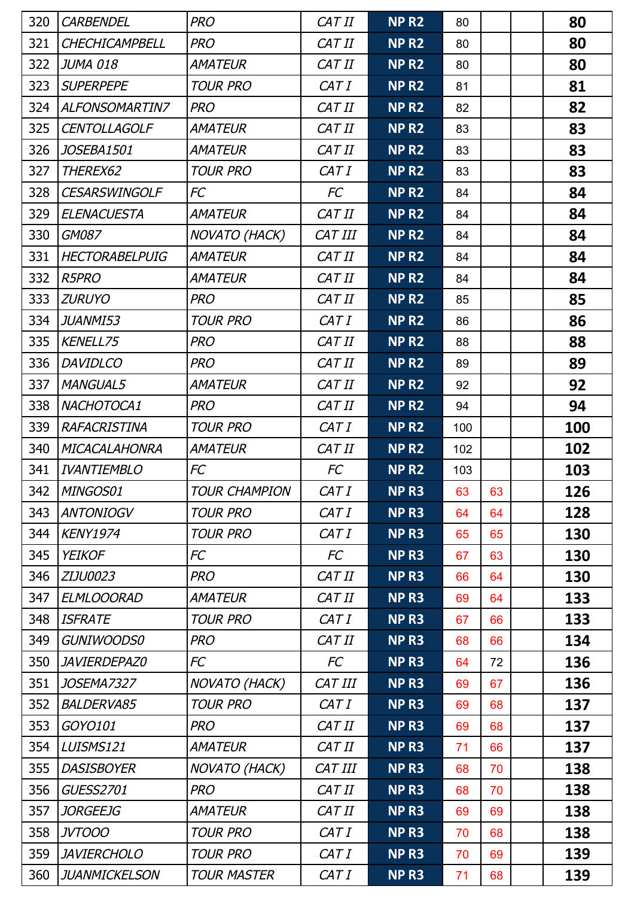| 320 | CARBENDEL | PRO | CAT II | NP R2 | 80 | | | 80 |
|---|---|---|---|---|---|---|---|---|
| 321 | CHECHICAMPBELL | PRO | CAT II | NP R2 | 80 | | | 80 |
| 322 | JUMA 018 | AMATEUR | CAT II | NP R2 | 80 | | | 80 |
| 323 | SUPERPEPE | TOUR PRO | CAT I | NP R2 | 81 | | | 81 |
| 324 | ALFONSOMARTIN7 | PRO | CAT II | NP R2 | 82 | | | 82 |
| 325 | CENTOLLAGOLF | AMATEUR | CAT II | NP R2 | 83 | | | 83 |
| 326 | JOSEBA1501 | AMATEUR | CAT II | NP R2 | 83 | | | 83 |
| 327 | THEREX62 | TOUR PRO | CAT I | NP R2 | 83 | | | 83 |
| 328 | CESARSWINGOLF | FC | FC | NP R2 | 84 | | | 84 |
| 329 | ELENACUESTA | AMATEUR | CAT II | NP R2 | 84 | | | 84 |
| 330 | GM087 | NOVATO (HACK) | CAT III | NP R2 | 84 | | | 84 |
| 331 | HECTORABELPUIG | AMATEUR | CAT II | NP R2 | 84 | | | 84 |
| 332 | R5PRO | AMATEUR | CAT II | NP R2 | 84 | | | 84 |
| 333 | ZURUYO | PRO | CAT II | NP R2 | 85 | | | 85 |
| 334 | JUANMI53 | TOUR PRO | CAT I | NP R2 | 86 | | | 86 |
| 335 | KENELL75 | PRO | CAT II | NP R2 | 88 | | | 88 |
| 336 | DAVIDLCO | PRO | CAT II | NP R2 | 89 | | | 89 |
| 337 | MANGUAL5 | AMATEUR | CAT II | NP R2 | 92 | | | 92 |
| 338 | NACHOTOCA1 | PRO | CAT II | NP R2 | 94 | | | 94 |
| 339 | RAFACRISTINA | TOUR PRO | CAT I | NP R2 | 100 | | | 100 |
| 340 | MICACALAHONRA | AMATEUR | CAT II | NP R2 | 102 | | | 102 |
| 341 | IVANTIEMBLO | FC | FC | NP R2 | 103 | | | 103 |
| 342 | MINGOS01 | TOUR CHAMPION | CAT I | NP R3 | 63 | 63 | | 126 |
| 343 | ANTONIOGV | TOUR PRO | CAT I | NP R3 | 64 | 64 | | 128 |
| 344 | KENY1974 | TOUR PRO | CAT I | NP R3 | 65 | 65 | | 130 |
| 345 | YEIKOF | FC | FC | NP R3 | 67 | 63 | | 130 |
| 346 | ZIJU0023 | PRO | CAT II | NP R3 | 66 | 64 | | 130 |
| 347 | ELMLOOORAD | AMATEUR | CAT II | NP R3 | 69 | 64 | | 133 |
| 348 | ISFRATE | TOUR PRO | CAT I | NP R3 | 67 | 66 | | 133 |
| 349 | GUNIWOODS0 | PRO | CAT II | NP R3 | 68 | 66 | | 134 |
| 350 | JAVIERDEPAZ0 | FC | FC | NP R3 | 64 | 72 | | 136 |
| 351 | JOSEMA7327 | NOVATO (HACK) | CAT III | NP R3 | 69 | 67 | | 136 |
| 352 | BALDERVA85 | TOUR PRO | CAT I | NP R3 | 69 | 68 | | 137 |
| 353 | GOYO101 | PRO | CAT II | NP R3 | 69 | 68 | | 137 |
| 354 | LUISMS121 | AMATEUR | CAT II | NP R3 | 71 | 66 | | 137 |
| 355 | DASISBOYER | NOVATO (HACK) | CAT III | NP R3 | 68 | 70 | | 138 |
| 356 | GUESS2701 | PRO | CAT II | NP R3 | 68 | 70 | | 138 |
| 357 | JORGEEJG | AMATEUR | CAT II | NP R3 | 69 | 69 | | 138 |
| 358 | JVTOOO | TOUR PRO | CAT I | NP R3 | 70 | 68 | | 138 |
| 359 | JAVIERCHOLO | TOUR PRO | CAT I | NP R3 | 70 | 69 | | 139 |
| 360 | JUANMICKELSON | TOUR MASTER | CAT I | NP R3 | 71 | 68 | | 139 |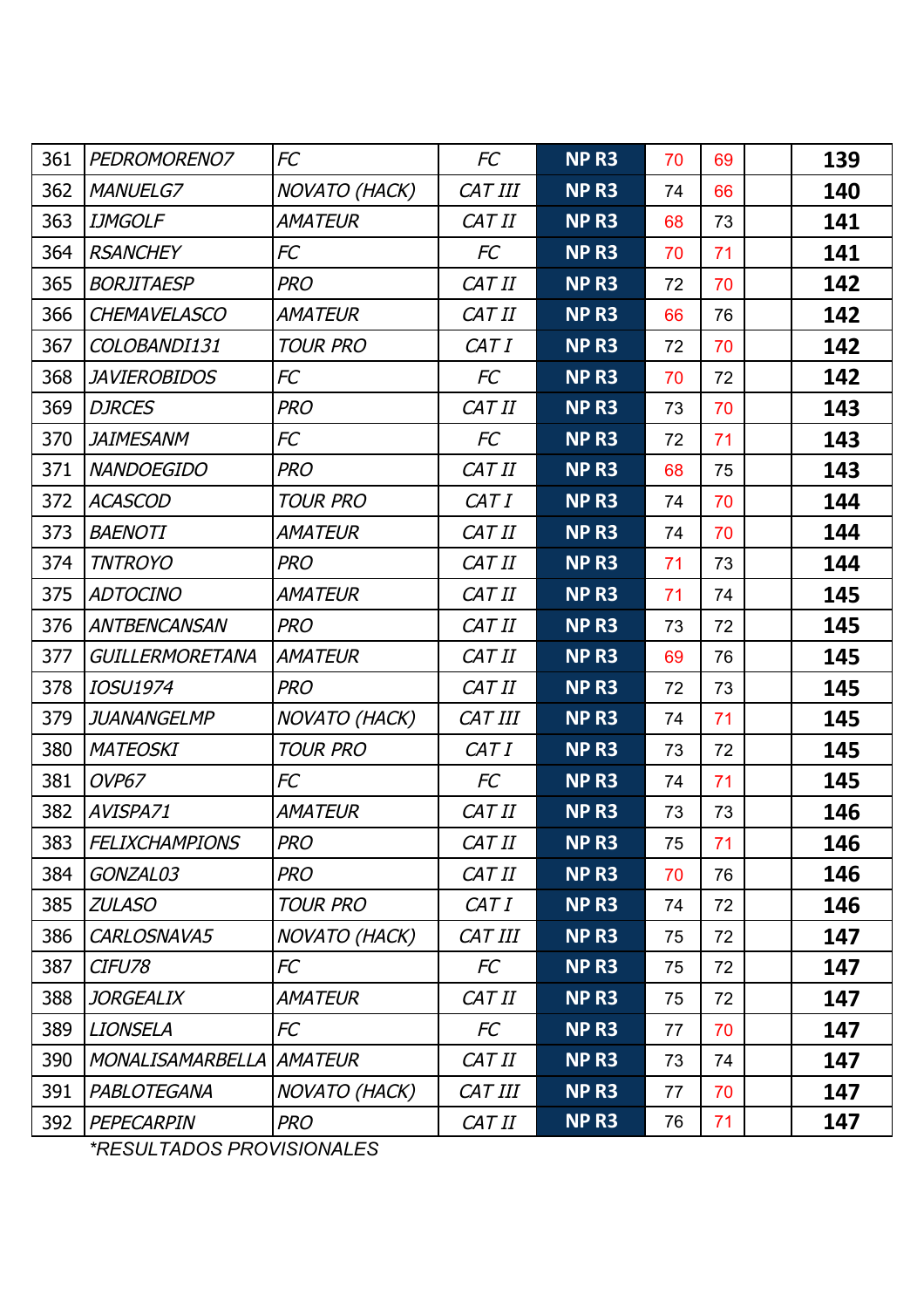| | | | | | | | | |
|---|---|---|---|---|---|---|---|---|
| 361 | *PEDROMORENO7* | *FC* | *FC* | **NP R3** | 70 | 69 | | **139** |
| 362 | *MANUELG7* | *NOVATO (HACK)* | *CAT III* | **NP R3** | 74 | 66 | | **140** |
| 363 | *IJMGOLF* | *AMATEUR* | *CAT II* | **NP R3** | 68 | 73 | | **141** |
| 364 | *RSANCHEY* | *FC* | *FC* | **NP R3** | 70 | 71 | | **141** |
| 365 | *BORJITAESP* | *PRO* | *CAT II* | **NP R3** | 72 | 70 | | **142** |
| 366 | *CHEMAVELASCO* | *AMATEUR* | *CAT II* | **NP R3** | 66 | 76 | | **142** |
| 367 | *COLOBANDI131* | *TOUR PRO* | *CAT I* | **NP R3** | 72 | 70 | | **142** |
| 368 | *JAVIEROBIDOS* | *FC* | *FC* | **NP R3** | 70 | 72 | | **142** |
| 369 | *DJRCES* | *PRO* | *CAT II* | **NP R3** | 73 | 70 | | **143** |
| 370 | *JAIMESANM* | *FC* | *FC* | **NP R3** | 72 | 71 | | **143** |
| 371 | *NANDOEGIDO* | *PRO* | *CAT II* | **NP R3** | 68 | 75 | | **143** |
| 372 | *ACASCOD* | *TOUR PRO* | *CAT I* | **NP R3** | 74 | 70 | | **144** |
| 373 | *BAENOTI* | *AMATEUR* | *CAT II* | **NP R3** | 74 | 70 | | **144** |
| 374 | *TNTROYO* | *PRO* | *CAT II* | **NP R3** | 71 | 73 | | **144** |
| 375 | *ADTOCINO* | *AMATEUR* | *CAT II* | **NP R3** | 71 | 74 | | **145** |
| 376 | *ANTBENCANSAN* | *PRO* | *CAT II* | **NP R3** | 73 | 72 | | **145** |
| 377 | *GUILLERMORETANA* | *AMATEUR* | *CAT II* | **NP R3** | 69 | 76 | | **145** |
| 378 | *IOSU1974* | *PRO* | *CAT II* | **NP R3** | 72 | 73 | | **145** |
| 379 | *JUANANGELMP* | *NOVATO (HACK)* | *CAT III* | **NP R3** | 74 | 71 | | **145** |
| 380 | *MATEOSKI* | *TOUR PRO* | *CAT I* | **NP R3** | 73 | 72 | | **145** |
| 381 | *OVP67* | *FC* | *FC* | **NP R3** | 74 | 71 | | **145** |
| 382 | *AVISPA71* | *AMATEUR* | *CAT II* | **NP R3** | 73 | 73 | | **146** |
| 383 | *FELIXCHAMPIONS* | *PRO* | *CAT II* | **NP R3** | 75 | 71 | | **146** |
| 384 | *GONZAL03* | *PRO* | *CAT II* | **NP R3** | 70 | 76 | | **146** |
| 385 | *ZULASO* | *TOUR PRO* | *CAT I* | **NP R3** | 74 | 72 | | **146** |
| 386 | *CARLOSNAVA5* | *NOVATO (HACK)* | *CAT III* | **NP R3** | 75 | 72 | | **147** |
| 387 | *CIFU78* | *FC* | *FC* | **NP R3** | 75 | 72 | | **147** |
| 388 | *JORGEALIX* | *AMATEUR* | *CAT II* | **NP R3** | 75 | 72 | | **147** |
| 389 | *LIONSELA* | *FC* | *FC* | **NP R3** | 77 | 70 | | **147** |
| 390 | *MONALISAMARBELLA* | *AMATEUR* | *CAT II* | **NP R3** | 73 | 74 | | **147** |
| 391 | *PABLOTEGANA* | *NOVATO (HACK)* | *CAT III* | **NP R3** | 77 | 70 | | **147** |
| 392 | *PEPECARPIN* | *PRO* | *CAT II* | **NP R3** | 76 | 71 | | **147** |

*RESULTADOS PROVISIONALES